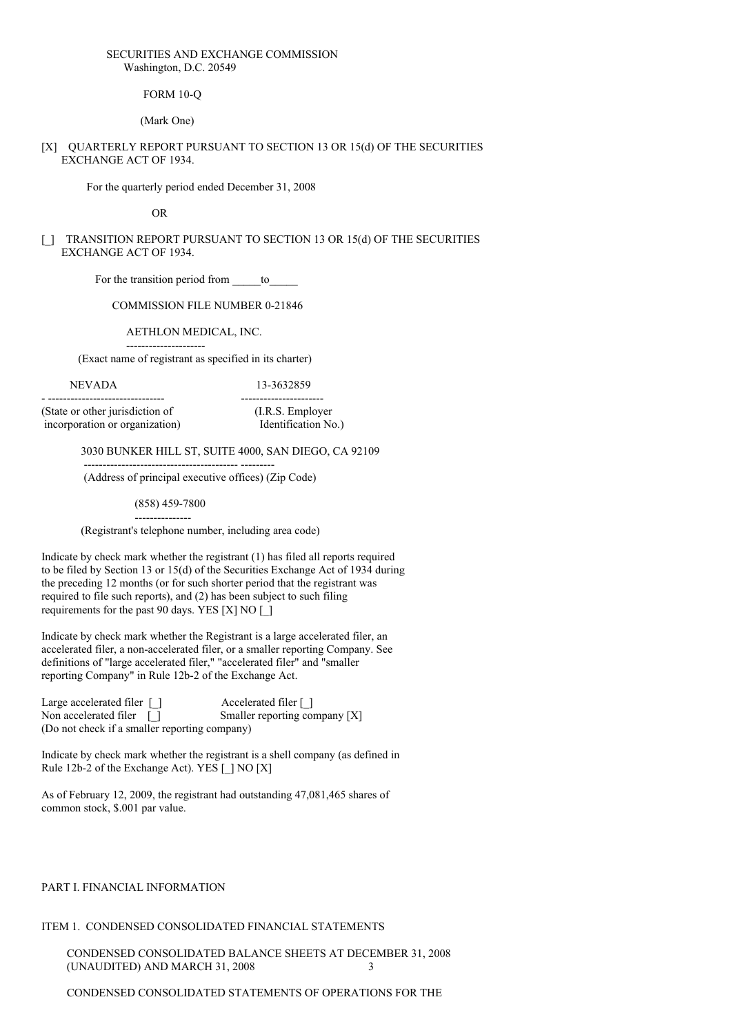SECURITIES AND EXCHANGE COMMISSION
Washington, D.C. 20549

FORM 10-Q

(Mark One)

[X] QUARTERLY REPORT PURSUANT TO SECTION 13 OR 15(d) OF THE SECURITIES EXCHANGE ACT OF 1934.

For the quarterly period ended December 31, 2008

OR

[_] TRANSITION REPORT PURSUANT TO SECTION 13 OR 15(d) OF THE SECURITIES EXCHANGE ACT OF 1934.

For the transition period from _____to_____

COMMISSION FILE NUMBER 0-21846

AETHLON MEDICAL, INC.

(Exact name of registrant as specified in its charter)

| NEVADA | 13-3632859 |
|---|---|
| (State or other jurisdiction of incorporation or organization) | (I.R.S. Employer Identification No.) |

3030 BUNKER HILL ST, SUITE 4000, SAN DIEGO, CA 92109
(Address of principal executive offices) (Zip Code)

(858) 459-7800
(Registrant's telephone number, including area code)

Indicate by check mark whether the registrant (1) has filed all reports required to be filed by Section 13 or 15(d) of the Securities Exchange Act of 1934 during the preceding 12 months (or for such shorter period that the registrant was required to file such reports), and (2) has been subject to such filing requirements for the past 90 days. YES [X] NO [_]

Indicate by check mark whether the Registrant is a large accelerated filer, an accelerated filer, a non-accelerated filer, or a smaller reporting Company. See definitions of "large accelerated filer," "accelerated filer" and "smaller reporting Company" in Rule 12b-2 of the Exchange Act.

Large accelerated filer [_] Accelerated filer [_]
Non accelerated filer [_] Smaller reporting company [X]
(Do not check if a smaller reporting company)

Indicate by check mark whether the registrant is a shell company (as defined in Rule 12b-2 of the Exchange Act). YES [_] NO [X]

As of February 12, 2009, the registrant had outstanding 47,081,465 shares of common stock, $.001 par value.

PART I. FINANCIAL INFORMATION

ITEM 1. CONDENSED CONSOLIDATED FINANCIAL STATEMENTS

CONDENSED CONSOLIDATED BALANCE SHEETS AT DECEMBER 31, 2008 (UNAUDITED) AND MARCH 31, 2008 3

CONDENSED CONSOLIDATED STATEMENTS OF OPERATIONS FOR THE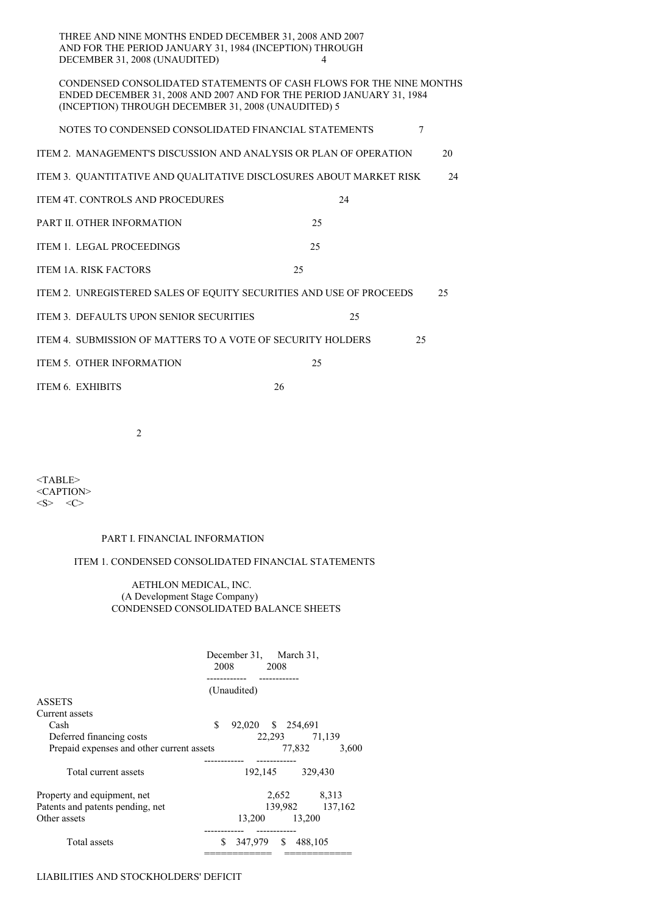THREE AND NINE MONTHS ENDED DECEMBER 31, 2008 AND 2007 AND FOR THE PERIOD JANUARY 31, 1984 (INCEPTION) THROUGH DECEMBER 31, 2008 (UNAUDITED) 4

CONDENSED CONSOLIDATED STATEMENTS OF CASH FLOWS FOR THE NINE MONTHS ENDED DECEMBER 31, 2008 AND 2007 AND FOR THE PERIOD JANUARY 31, 1984 (INCEPTION) THROUGH DECEMBER 31, 2008 (UNAUDITED) 5

NOTES TO CONDENSED CONSOLIDATED FINANCIAL STATEMENTS 7

ITEM 2. MANAGEMENT'S DISCUSSION AND ANALYSIS OR PLAN OF OPERATION 20

ITEM 3. QUANTITATIVE AND QUALITATIVE DISCLOSURES ABOUT MARKET RISK 24

ITEM 4T. CONTROLS AND PROCEDURES 24

PART II. OTHER INFORMATION 25

ITEM 1. LEGAL PROCEEDINGS 25

ITEM 1A. RISK FACTORS 25

ITEM 2. UNREGISTERED SALES OF EQUITY SECURITIES AND USE OF PROCEEDS 25

ITEM 3. DEFAULTS UPON SENIOR SECURITIES 25

ITEM 4. SUBMISSION OF MATTERS TO A VOTE OF SECURITY HOLDERS 25

ITEM 5. OTHER INFORMATION 25

ITEM 6. EXHIBITS 26

# PART I. FINANCIAL INFORMATION

## ITEM 1. CONDENSED CONSOLIDATED FINANCIAL STATEMENTS

### AETHLON MEDICAL, INC.
(A Development Stage Company)
CONDENSED CONSOLIDATED BALANCE SHEETS

| | December 31, 2008 (Unaudited) | March 31, 2008 |
|---|---|---|
| **ASSETS** | | |
| Current assets | | |
| Cash | $ 92,020 | $ 254,691 |
| Deferred financing costs | 22,293 | 71,139 |
| Prepaid expenses and other current assets | 77,832 | 3,600 |
| Total current assets | 192,145 | 329,430 |
| Property and equipment, net | 2,652 | 8,313 |
| Patents and patents pending, net | 139,982 | 137,162 |
| Other assets | 13,200 | 13,200 |
| Total assets | $ 347,979 | $ 488,105 |

LIABILITIES AND STOCKHOLDERS' DEFICIT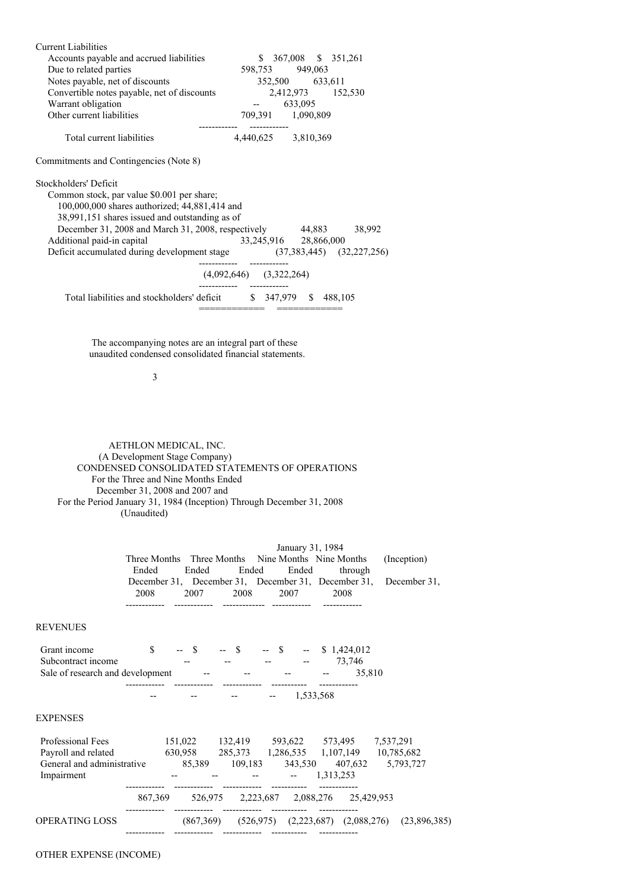| | December 31, 2008 | March 31, 2008 |
|---|---|---|
| **Current Liabilities** | | |
| Accounts payable and accrued liabilities | $ 367,008 | $ 351,261 |
| Due to related parties | 598,753 | 949,063 |
| Notes payable, net of discounts | 352,500 | 633,611 |
| Convertible notes payable, net of discounts | 2,412,973 | 152,530 |
| Warrant obligation | -- | 633,095 |
| Other current liabilities | 709,391 | 1,090,809 |
| Total current liabilities | 4,440,625 | 3,810,369 |
| Commitments and Contingencies (Note 8) | | |
| **Stockholders' Deficit** | | |
| Common stock, par value $0.001 per share; 100,000,000 shares authorized; 44,881,414 and 38,991,151 shares issued and outstanding as of December 31, 2008 and March 31, 2008, respectively | 44,883 | 38,992 |
| Additional paid-in capital | 33,245,916 | 28,866,000 |
| Deficit accumulated during development stage | (37,383,445) | (32,227,256) |
| | (4,092,646) | (3,322,264) |
| Total liabilities and stockholders' deficit | $ 347,979 | $ 488,105 |

The accompanying notes are an integral part of these unaudited condensed consolidated financial statements.

AETHLON MEDICAL, INC.
(A Development Stage Company)
CONDENSED CONSOLIDATED STATEMENTS OF OPERATIONS
For the Three and Nine Months Ended
December 31, 2008 and 2007 and
For the Period January 31, 1984 (Inception) Through December 31, 2008
(Unaudited)

| | Three Months Ended December 31, 2008 | Three Months Ended December 31, 2007 | Nine Months Ended December 31, 2008 | Nine Months Ended December 31, 2007 | January 31, 1984 (Inception) through December 31, 2008 |
|---|---|---|---|---|---|
| **REVENUES** | | | | | |
| Grant income | $ -- | $ -- | $ -- | $ -- | $ 1,424,012 |
| Subcontract income | -- | -- | -- | -- | 73,746 |
| Sale of research and development | -- | -- | -- | -- | 35,810 |
| | -- | -- | -- | -- | 1,533,568 |
| **EXPENSES** | | | | | |
| Professional Fees | 151,022 | 132,419 | 593,622 | 573,495 | 7,537,291 |
| Payroll and related | 630,958 | 285,373 | 1,286,535 | 1,107,149 | 10,785,682 |
| General and administrative | 85,389 | 109,183 | 343,530 | 407,632 | 5,793,727 |
| Impairment | -- | -- | -- | -- | 1,313,253 |
| | 867,369 | 526,975 | 2,223,687 | 2,088,276 | 25,429,953 |
| OPERATING LOSS | (867,369) | (526,975) | (2,223,687) | (2,088,276) | (23,896,385) |

OTHER EXPENSE (INCOME)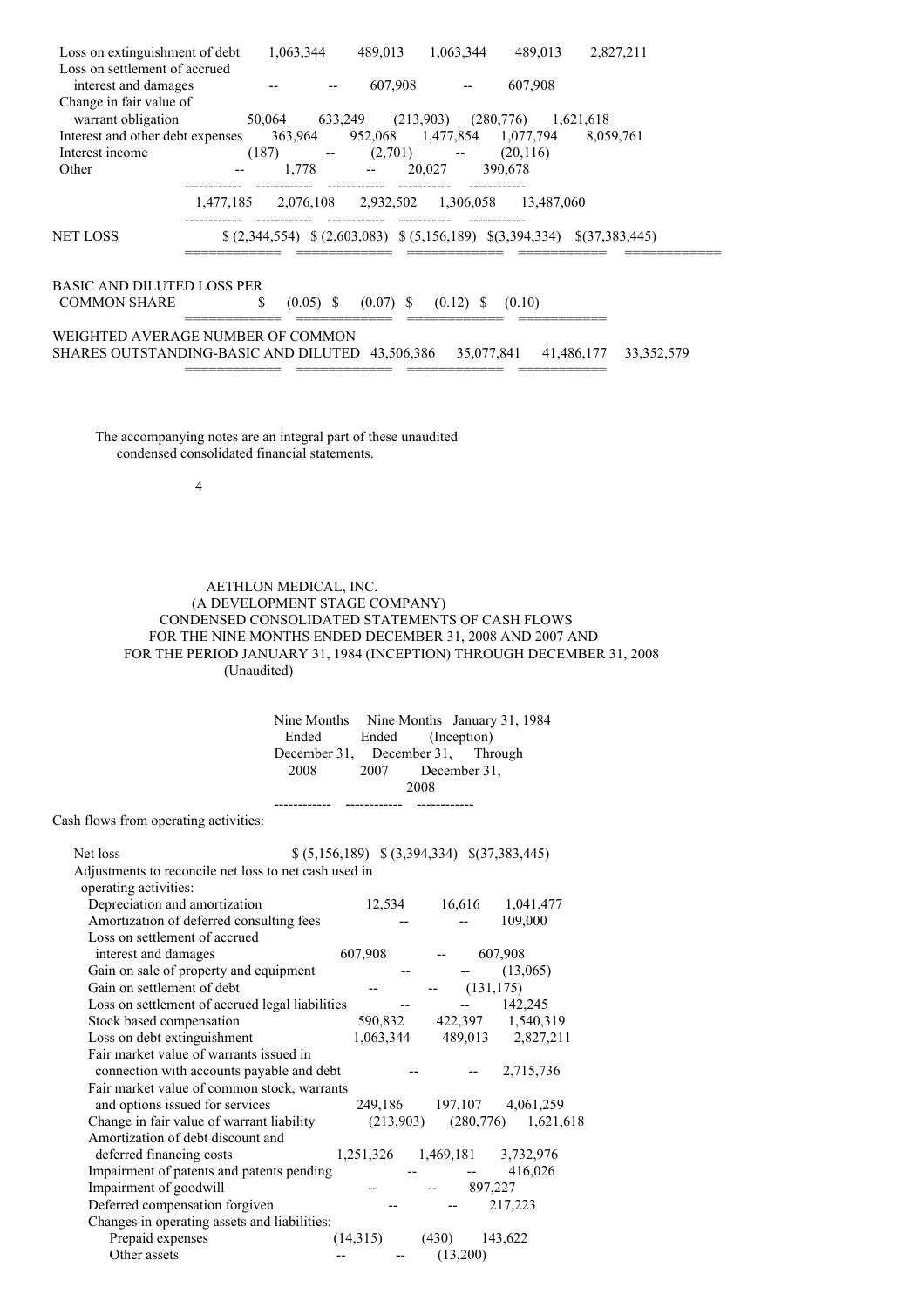| | | | | | |
|---|---|---|---|---|---|
| Loss on extinguishment of debt | 1,063,344 | 489,013 | 1,063,344 | 489,013 | 2,827,211 |
| Loss on settlement of accrued interest and damages | -- | -- | 607,908 | -- | 607,908 |
| Change in fair value of warrant obligation | 50,064 | 633,249 | (213,903) | (280,776) | 1,621,618 |
| Interest and other debt expenses | 363,964 | 952,068 | 1,477,854 | 1,077,794 | 8,059,761 |
| Interest income | (187) | -- | (2,701) | -- | (20,116) |
| Other | -- | 1,778 | -- | 20,027 | 390,678 |
| | 1,477,185 | 2,076,108 | 2,932,502 | 1,306,058 | 13,487,060 |
| NET LOSS | $ (2,344,554) | $ (2,603,083) | $ (5,156,189) | $(3,394,334) | $(37,383,445) |
| BASIC AND DILUTED LOSS PER COMMON SHARE | $ (0.05) | $ (0.07) | $ (0.12) | $ (0.10) | |
| WEIGHTED AVERAGE NUMBER OF COMMON SHARES OUTSTANDING-BASIC AND DILUTED | 43,506,386 | 35,077,841 | 41,486,177 | 33,352,579 | |

The accompanying notes are an integral part of these unaudited condensed consolidated financial statements.

AETHLON MEDICAL, INC.
(A DEVELOPMENT STAGE COMPANY)
CONDENSED CONSOLIDATED STATEMENTS OF CASH FLOWS
FOR THE NINE MONTHS ENDED DECEMBER 31, 2008 AND 2007 AND
FOR THE PERIOD JANUARY 31, 1984 (INCEPTION) THROUGH DECEMBER 31, 2008
(Unaudited)

| | Nine Months Ended December 31, 2008 | Nine Months Ended December 31, 2007 | January 31, 1984 (Inception) Through December 31, 2008 |
|---|---|---|---|
| Cash flows from operating activities: | | | |
| Net loss | $ (5,156,189) | $ (3,394,334) | $(37,383,445) |
| Adjustments to reconcile net loss to net cash used in operating activities: | | | |
| Depreciation and amortization | 12,534 | 16,616 | 1,041,477 |
| Amortization of deferred consulting fees | -- | -- | 109,000 |
| Loss on settlement of accrued interest and damages | 607,908 | -- | 607,908 |
| Gain on sale of property and equipment | -- | -- | (13,065) |
| Gain on settlement of debt | -- | -- | (131,175) |
| Loss on settlement of accrued legal liabilities | -- | -- | 142,245 |
| Stock based compensation | 590,832 | 422,397 | 1,540,319 |
| Loss on debt extinguishment | 1,063,344 | 489,013 | 2,827,211 |
| Fair market value of warrants issued in connection with accounts payable and debt | -- | -- | 2,715,736 |
| Fair market value of common stock, warrants and options issued for services | 249,186 | 197,107 | 4,061,259 |
| Change in fair value of warrant liability | (213,903) | (280,776) | 1,621,618 |
| Amortization of debt discount and deferred financing costs | 1,251,326 | 1,469,181 | 3,732,976 |
| Impairment of patents and patents pending | -- | -- | 416,026 |
| Impairment of goodwill | -- | -- | 897,227 |
| Deferred compensation forgiven | -- | -- | 217,223 |
| Changes in operating assets and liabilities: | | | |
| Prepaid expenses | (14,315) | (430) | 143,622 |
| Other assets | -- | -- | (13,200) |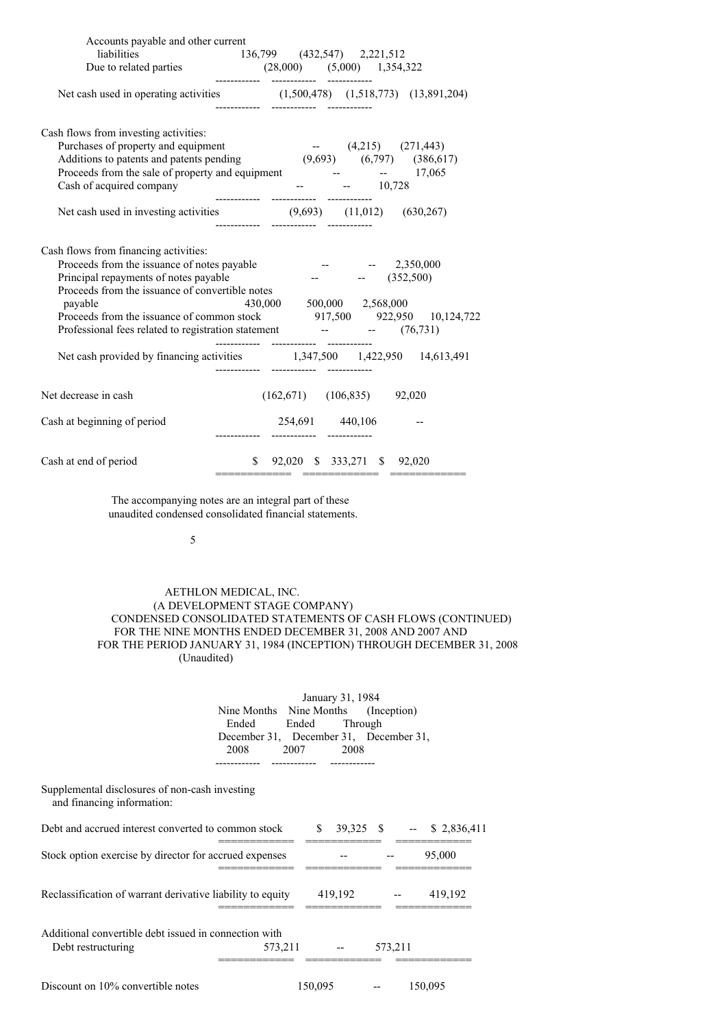| | | | |
|---|---|---|---|
| Accounts payable and other current liabilities | 136,799 | (432,547) | 2,221,512 |
| Due to related parties | (28,000) | (5,000) | 1,354,322 |
| Net cash used in operating activities | (1,500,478) | (1,518,773) | (13,891,204) |
| Cash flows from investing activities: | | | |
| Purchases of property and equipment | -- | (4,215) | (271,443) |
| Additions to patents and patents pending | (9,693) | (6,797) | (386,617) |
| Proceeds from the sale of property and equipment | -- | -- | 17,065 |
| Cash of acquired company | -- | -- | 10,728 |
| Net cash used in investing activities | (9,693) | (11,012) | (630,267) |
| Cash flows from financing activities: | | | |
| Proceeds from the issuance of notes payable | -- | -- | 2,350,000 |
| Principal repayments of notes payable | -- | -- | (352,500) |
| Proceeds from the issuance of convertible notes payable | 430,000 | 500,000 | 2,568,000 |
| Proceeds from the issuance of common stock | 917,500 | 922,950 | 10,124,722 |
| Professional fees related to registration statement | -- | -- | (76,731) |
| Net cash provided by financing activities | 1,347,500 | 1,422,950 | 14,613,491 |
| Net decrease in cash | (162,671) | (106,835) | 92,020 |
| Cash at beginning of period | 254,691 | 440,106 | -- |
| Cash at end of period | $ 92,020 | $ 333,271 | $ 92,020 |

The accompanying notes are an integral part of these unaudited condensed consolidated financial statements.

AETHLON MEDICAL, INC.
(A DEVELOPMENT STAGE COMPANY)
CONDENSED CONSOLIDATED STATEMENTS OF CASH FLOWS (CONTINUED)
FOR THE NINE MONTHS ENDED DECEMBER 31, 2008 AND 2007 AND
FOR THE PERIOD JANUARY 31, 1984 (INCEPTION) THROUGH DECEMBER 31, 2008
(Unaudited)

| | Nine Months Ended December 31, 2008 | Nine Months Ended December 31, 2007 | January 31, 1984 (Inception) Through December 31, 2008 |
|---|---|---|---|
| Supplemental disclosures of non-cash investing and financing information: | | | |
| Debt and accrued interest converted to common stock | $ 39,325 | $ -- | $ 2,836,411 |
| Stock option exercise by director for accrued expenses | -- | -- | 95,000 |
| Reclassification of warrant derivative liability to equity | 419,192 | -- | 419,192 |
| Additional convertible debt issued in connection with Debt restructuring | 573,211 | -- | 573,211 |
| Discount on 10% convertible notes | 150,095 | -- | 150,095 |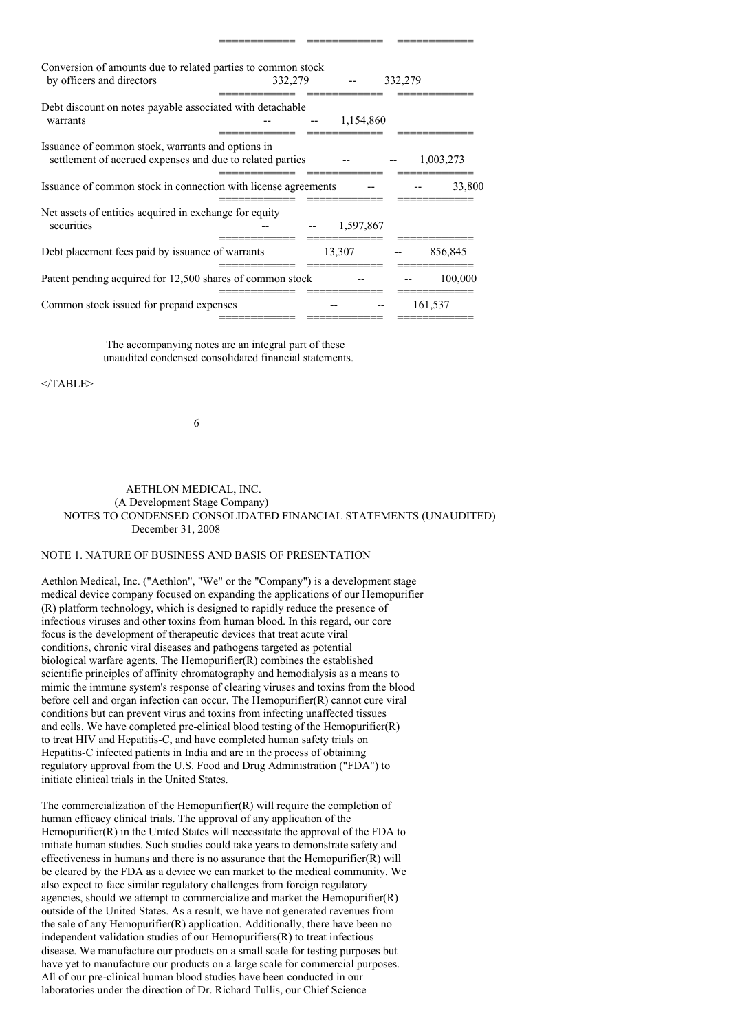| | | | |
|---|---|---|---|
| Conversion of amounts due to related parties to common stock by officers and directors | 332,279 | -- | 332,279 |
| Debt discount on notes payable associated with detachable warrants | -- | -- | 1,154,860 |
| Issuance of common stock, warrants and options in settlement of accrued expenses and due to related parties | -- | -- | 1,003,273 |
| Issuance of common stock in connection with license agreements | -- | -- | 33,800 |
| Net assets of entities acquired in exchange for equity securities | -- | -- | 1,597,867 |
| Debt placement fees paid by issuance of warrants | 13,307 | -- | 856,845 |
| Patent pending acquired for 12,500 shares of common stock | -- | -- | 100,000 |
| Common stock issued for prepaid expenses | -- | -- | 161,537 |

The accompanying notes are an integral part of these unaudited condensed consolidated financial statements.

AETHLON MEDICAL, INC.
(A Development Stage Company)
NOTES TO CONDENSED CONSOLIDATED FINANCIAL STATEMENTS (UNAUDITED)
December 31, 2008

## NOTE 1. NATURE OF BUSINESS AND BASIS OF PRESENTATION

Aethlon Medical, Inc. ("Aethlon", "We" or the "Company") is a development stage medical device company focused on expanding the applications of our Hemopurifier (R) platform technology, which is designed to rapidly reduce the presence of infectious viruses and other toxins from human blood. In this regard, our core focus is the development of therapeutic devices that treat acute viral conditions, chronic viral diseases and pathogens targeted as potential biological warfare agents. The Hemopurifier(R) combines the established scientific principles of affinity chromatography and hemodialysis as a means to mimic the immune system's response of clearing viruses and toxins from the blood before cell and organ infection can occur. The Hemopurifier(R) cannot cure viral conditions but can prevent virus and toxins from infecting unaffected tissues and cells. We have completed pre-clinical blood testing of the Hemopurifier(R) to treat HIV and Hepatitis-C, and have completed human safety trials on Hepatitis-C infected patients in India and are in the process of obtaining regulatory approval from the U.S. Food and Drug Administration ("FDA") to initiate clinical trials in the United States.

The commercialization of the Hemopurifier(R) will require the completion of human efficacy clinical trials. The approval of any application of the Hemopurifier(R) in the United States will necessitate the approval of the FDA to initiate human studies. Such studies could take years to demonstrate safety and effectiveness in humans and there is no assurance that the Hemopurifier(R) will be cleared by the FDA as a device we can market to the medical community. We also expect to face similar regulatory challenges from foreign regulatory agencies, should we attempt to commercialize and market the Hemopurifier(R) outside of the United States. As a result, we have not generated revenues from the sale of any Hemopurifier(R) application. Additionally, there have been no independent validation studies of our Hemopurifiers(R) to treat infectious disease. We manufacture our products on a small scale for testing purposes but have yet to manufacture our products on a large scale for commercial purposes. All of our pre-clinical human blood studies have been conducted in our laboratories under the direction of Dr. Richard Tullis, our Chief Science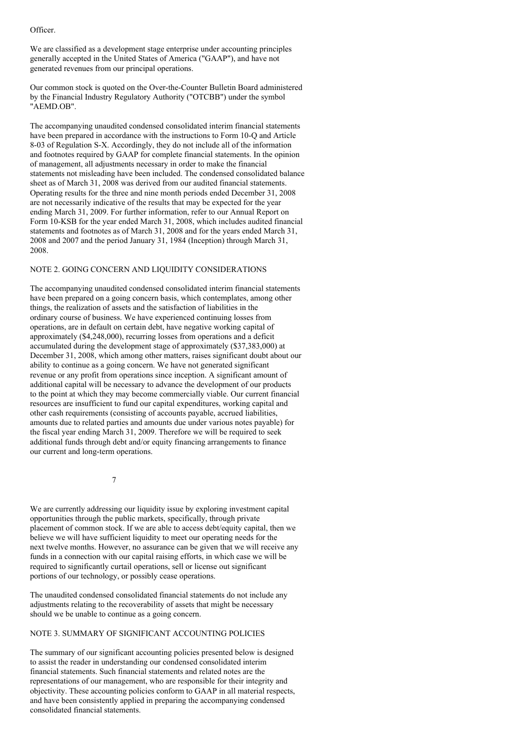Officer.

We are classified as a development stage enterprise under accounting principles generally accepted in the United States of America ("GAAP"), and have not generated revenues from our principal operations.

Our common stock is quoted on the Over-the-Counter Bulletin Board administered by the Financial Industry Regulatory Authority ("OTCBB") under the symbol "AEMD.OB".

The accompanying unaudited condensed consolidated interim financial statements have been prepared in accordance with the instructions to Form 10-Q and Article 8-03 of Regulation S-X. Accordingly, they do not include all of the information and footnotes required by GAAP for complete financial statements. In the opinion of management, all adjustments necessary in order to make the financial statements not misleading have been included. The condensed consolidated balance sheet as of March 31, 2008 was derived from our audited financial statements. Operating results for the three and nine month periods ended December 31, 2008 are not necessarily indicative of the results that may be expected for the year ending March 31, 2009. For further information, refer to our Annual Report on Form 10-KSB for the year ended March 31, 2008, which includes audited financial statements and footnotes as of March 31, 2008 and for the years ended March 31, 2008 and 2007 and the period January 31, 1984 (Inception) through March 31, 2008.

## NOTE 2. GOING CONCERN AND LIQUIDITY CONSIDERATIONS

The accompanying unaudited condensed consolidated interim financial statements have been prepared on a going concern basis, which contemplates, among other things, the realization of assets and the satisfaction of liabilities in the ordinary course of business. We have experienced continuing losses from operations, are in default on certain debt, have negative working capital of approximately ($4,248,000), recurring losses from operations and a deficit accumulated during the development stage of approximately ($37,383,000) at December 31, 2008, which among other matters, raises significant doubt about our ability to continue as a going concern. We have not generated significant revenue or any profit from operations since inception. A significant amount of additional capital will be necessary to advance the development of our products to the point at which they may become commercially viable. Our current financial resources are insufficient to fund our capital expenditures, working capital and other cash requirements (consisting of accounts payable, accrued liabilities, amounts due to related parties and amounts due under various notes payable) for the fiscal year ending March 31, 2009. Therefore we will be required to seek additional funds through debt and/or equity financing arrangements to finance our current and long-term operations.

We are currently addressing our liquidity issue by exploring investment capital opportunities through the public markets, specifically, through private placement of common stock. If we are able to access debt/equity capital, then we believe we will have sufficient liquidity to meet our operating needs for the next twelve months. However, no assurance can be given that we will receive any funds in a connection with our capital raising efforts, in which case we will be required to significantly curtail operations, sell or license out significant portions of our technology, or possibly cease operations.

The unaudited condensed consolidated financial statements do not include any adjustments relating to the recoverability of assets that might be necessary should we be unable to continue as a going concern.

## NOTE 3. SUMMARY OF SIGNIFICANT ACCOUNTING POLICIES

The summary of our significant accounting policies presented below is designed to assist the reader in understanding our condensed consolidated interim financial statements. Such financial statements and related notes are the representations of our management, who are responsible for their integrity and objectivity. These accounting policies conform to GAAP in all material respects, and have been consistently applied in preparing the accompanying condensed consolidated financial statements.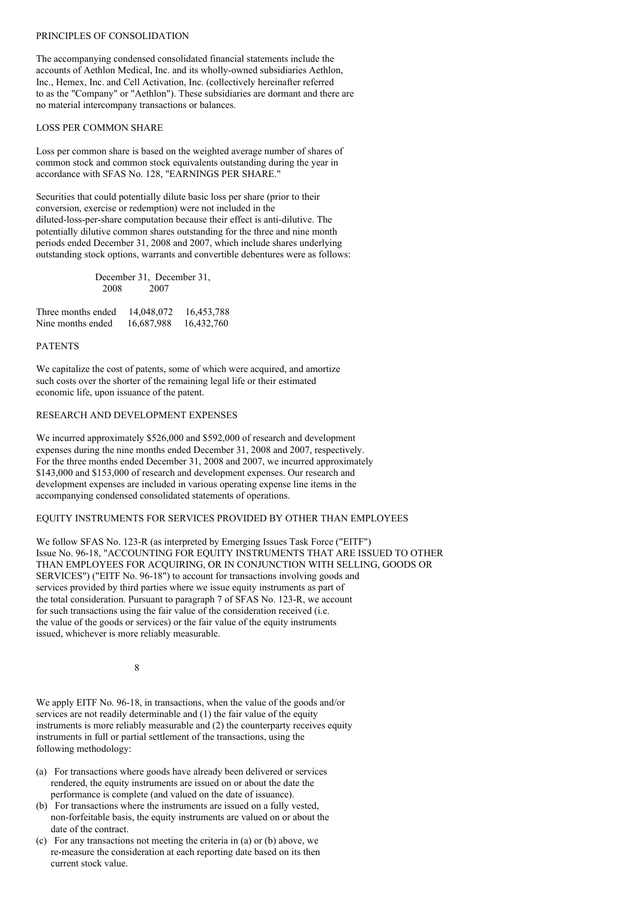## PRINCIPLES OF CONSOLIDATION

The accompanying condensed consolidated financial statements include the accounts of Aethlon Medical, Inc. and its wholly-owned subsidiaries Aethlon, Inc., Hemex, Inc. and Cell Activation, Inc. (collectively hereinafter referred to as the "Company" or "Aethlon"). These subsidiaries are dormant and there are no material intercompany transactions or balances.

## LOSS PER COMMON SHARE

Loss per common share is based on the weighted average number of shares of common stock and common stock equivalents outstanding during the year in accordance with SFAS No. 128, "EARNINGS PER SHARE."

Securities that could potentially dilute basic loss per share (prior to their conversion, exercise or redemption) were not included in the diluted-loss-per-share computation because their effect is anti-dilutive. The potentially dilutive common shares outstanding for the three and nine month periods ended December 31, 2008 and 2007, which include shares underlying outstanding stock options, warrants and convertible debentures were as follows:

| | December 31, 2008 | December 31, 2007 |
|---|---|---|
| Three months ended | 14,048,072 | 16,453,788 |
| Nine months ended | 16,687,988 | 16,432,760 |

## PATENTS

We capitalize the cost of patents, some of which were acquired, and amortize such costs over the shorter of the remaining legal life or their estimated economic life, upon issuance of the patent.

## RESEARCH AND DEVELOPMENT EXPENSES

We incurred approximately $526,000 and $592,000 of research and development expenses during the nine months ended December 31, 2008 and 2007, respectively. For the three months ended December 31, 2008 and 2007, we incurred approximately $143,000 and $153,000 of research and development expenses. Our research and development expenses are included in various operating expense line items in the accompanying condensed consolidated statements of operations.

## EQUITY INSTRUMENTS FOR SERVICES PROVIDED BY OTHER THAN EMPLOYEES

We follow SFAS No. 123-R (as interpreted by Emerging Issues Task Force ("EITF") Issue No. 96-18, "ACCOUNTING FOR EQUITY INSTRUMENTS THAT ARE ISSUED TO OTHER THAN EMPLOYEES FOR ACQUIRING, OR IN CONJUNCTION WITH SELLING, GOODS OR SERVICES") ("EITF No. 96-18") to account for transactions involving goods and services provided by third parties where we issue equity instruments as part of the total consideration. Pursuant to paragraph 7 of SFAS No. 123-R, we account for such transactions using the fair value of the consideration received (i.e. the value of the goods or services) or the fair value of the equity instruments issued, whichever is more reliably measurable.

We apply EITF No. 96-18, in transactions, when the value of the goods and/or services are not readily determinable and (1) the fair value of the equity instruments is more reliably measurable and (2) the counterparty receives equity instruments in full or partial settlement of the transactions, using the following methodology:

(a) For transactions where goods have already been delivered or services rendered, the equity instruments are issued on or about the date the performance is complete (and valued on the date of issuance).

(b) For transactions where the instruments are issued on a fully vested, non-forfeitable basis, the equity instruments are valued on or about the date of the contract.

(c) For any transactions not meeting the criteria in (a) or (b) above, we re-measure the consideration at each reporting date based on its then current stock value.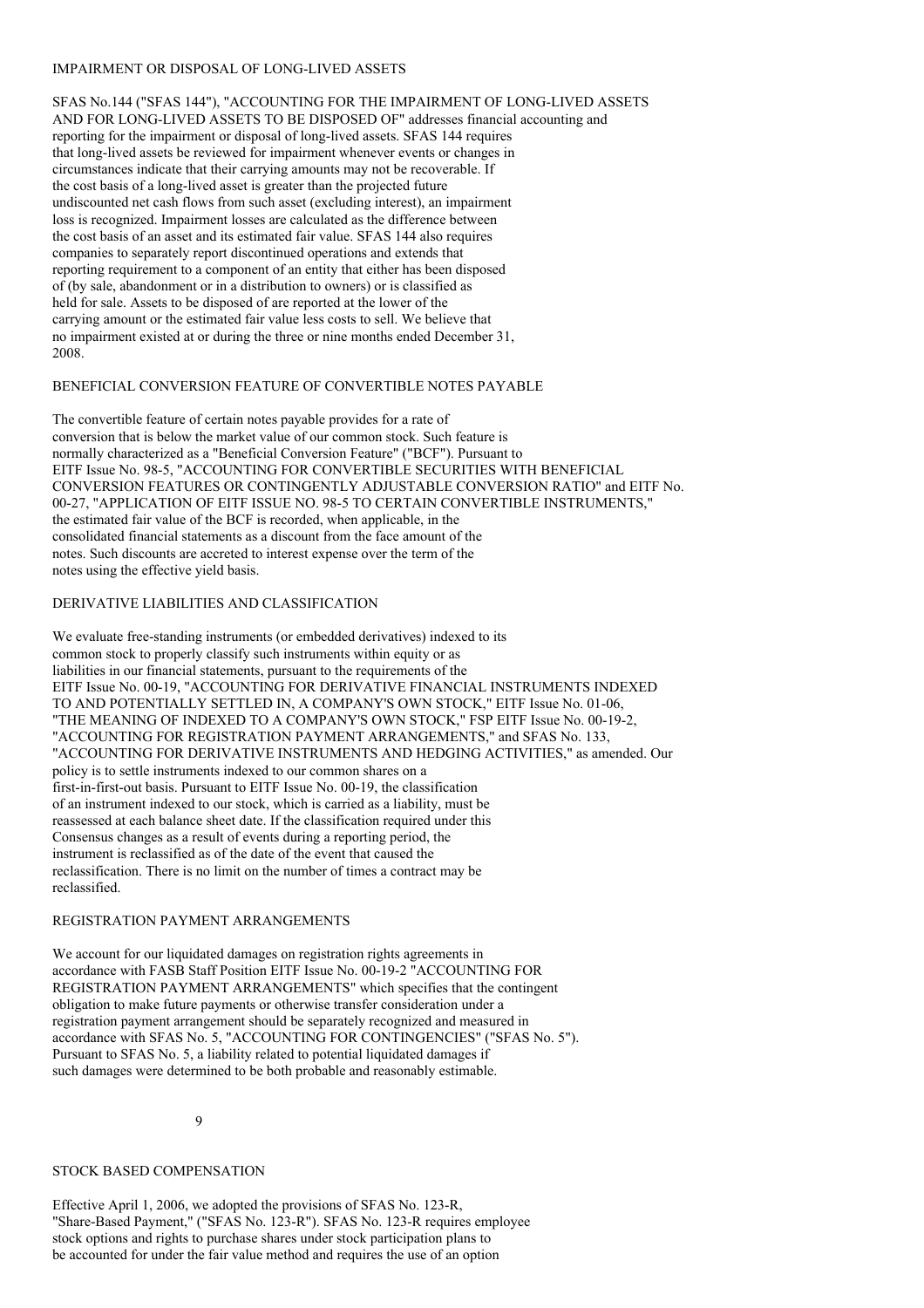## IMPAIRMENT OR DISPOSAL OF LONG-LIVED ASSETS

SFAS No.144 ("SFAS 144"), "ACCOUNTING FOR THE IMPAIRMENT OF LONG-LIVED ASSETS AND FOR LONG-LIVED ASSETS TO BE DISPOSED OF" addresses financial accounting and reporting for the impairment or disposal of long-lived assets. SFAS 144 requires that long-lived assets be reviewed for impairment whenever events or changes in circumstances indicate that their carrying amounts may not be recoverable. If the cost basis of a long-lived asset is greater than the projected future undiscounted net cash flows from such asset (excluding interest), an impairment loss is recognized. Impairment losses are calculated as the difference between the cost basis of an asset and its estimated fair value. SFAS 144 also requires companies to separately report discontinued operations and extends that reporting requirement to a component of an entity that either has been disposed of (by sale, abandonment or in a distribution to owners) or is classified as held for sale. Assets to be disposed of are reported at the lower of the carrying amount or the estimated fair value less costs to sell. We believe that no impairment existed at or during the three or nine months ended December 31, 2008.

## BENEFICIAL CONVERSION FEATURE OF CONVERTIBLE NOTES PAYABLE

The convertible feature of certain notes payable provides for a rate of conversion that is below the market value of our common stock. Such feature is normally characterized as a "Beneficial Conversion Feature" ("BCF"). Pursuant to EITF Issue No. 98-5, "ACCOUNTING FOR CONVERTIBLE SECURITIES WITH BENEFICIAL CONVERSION FEATURES OR CONTINGENTLY ADJUSTABLE CONVERSION RATIO" and EITF No. 00-27, "APPLICATION OF EITF ISSUE NO. 98-5 TO CERTAIN CONVERTIBLE INSTRUMENTS," the estimated fair value of the BCF is recorded, when applicable, in the consolidated financial statements as a discount from the face amount of the notes. Such discounts are accreted to interest expense over the term of the notes using the effective yield basis.

## DERIVATIVE LIABILITIES AND CLASSIFICATION

We evaluate free-standing instruments (or embedded derivatives) indexed to its common stock to properly classify such instruments within equity or as liabilities in our financial statements, pursuant to the requirements of the EITF Issue No. 00-19, "ACCOUNTING FOR DERIVATIVE FINANCIAL INSTRUMENTS INDEXED TO AND POTENTIALLY SETTLED IN, A COMPANY'S OWN STOCK," EITF Issue No. 01-06, "THE MEANING OF INDEXED TO A COMPANY'S OWN STOCK," FSP EITF Issue No. 00-19-2, "ACCOUNTING FOR REGISTRATION PAYMENT ARRANGEMENTS," and SFAS No. 133, "ACCOUNTING FOR DERIVATIVE INSTRUMENTS AND HEDGING ACTIVITIES," as amended. Our policy is to settle instruments indexed to our common shares on a first-in-first-out basis. Pursuant to EITF Issue No. 00-19, the classification of an instrument indexed to our stock, which is carried as a liability, must be reassessed at each balance sheet date. If the classification required under this Consensus changes as a result of events during a reporting period, the instrument is reclassified as of the date of the event that caused the reclassification. There is no limit on the number of times a contract may be reclassified.

## REGISTRATION PAYMENT ARRANGEMENTS

We account for our liquidated damages on registration rights agreements in accordance with FASB Staff Position EITF Issue No. 00-19-2 "ACCOUNTING FOR REGISTRATION PAYMENT ARRANGEMENTS" which specifies that the contingent obligation to make future payments or otherwise transfer consideration under a registration payment arrangement should be separately recognized and measured in accordance with SFAS No. 5, "ACCOUNTING FOR CONTINGENCIES" ("SFAS No. 5"). Pursuant to SFAS No. 5, a liability related to potential liquidated damages if such damages were determined to be both probable and reasonably estimable.

## STOCK BASED COMPENSATION

Effective April 1, 2006, we adopted the provisions of SFAS No. 123-R, "Share-Based Payment," ("SFAS No. 123-R"). SFAS No. 123-R requires employee stock options and rights to purchase shares under stock participation plans to be accounted for under the fair value method and requires the use of an option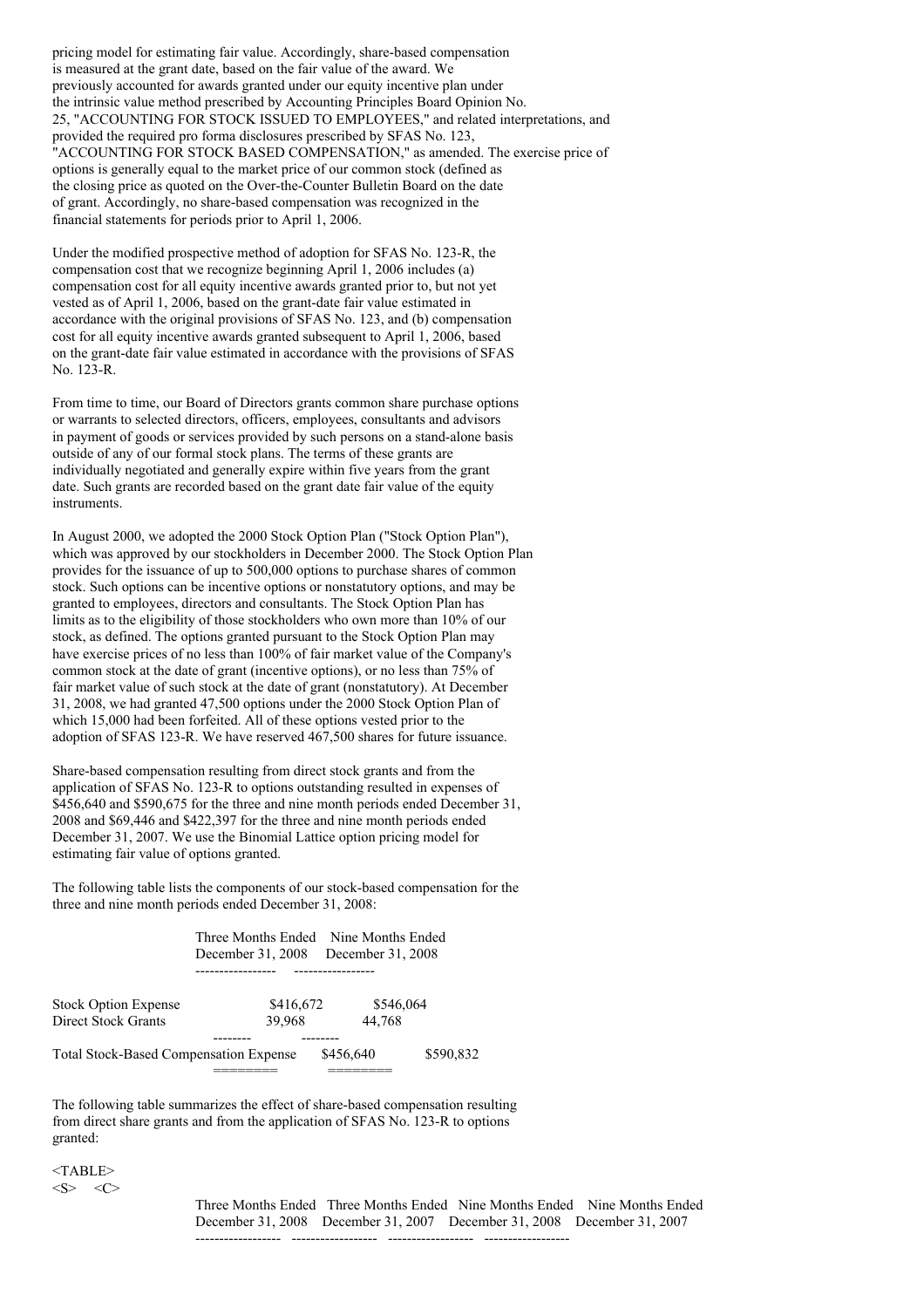pricing model for estimating fair value. Accordingly, share-based compensation is measured at the grant date, based on the fair value of the award. We previously accounted for awards granted under our equity incentive plan under the intrinsic value method prescribed by Accounting Principles Board Opinion No. 25, "ACCOUNTING FOR STOCK ISSUED TO EMPLOYEES," and related interpretations, and provided the required pro forma disclosures prescribed by SFAS No. 123, "ACCOUNTING FOR STOCK BASED COMPENSATION," as amended. The exercise price of options is generally equal to the market price of our common stock (defined as the closing price as quoted on the Over-the-Counter Bulletin Board on the date of grant. Accordingly, no share-based compensation was recognized in the financial statements for periods prior to April 1, 2006.

Under the modified prospective method of adoption for SFAS No. 123-R, the compensation cost that we recognize beginning April 1, 2006 includes (a) compensation cost for all equity incentive awards granted prior to, but not yet vested as of April 1, 2006, based on the grant-date fair value estimated in accordance with the original provisions of SFAS No. 123, and (b) compensation cost for all equity incentive awards granted subsequent to April 1, 2006, based on the grant-date fair value estimated in accordance with the provisions of SFAS No. 123-R.

From time to time, our Board of Directors grants common share purchase options or warrants to selected directors, officers, employees, consultants and advisors in payment of goods or services provided by such persons on a stand-alone basis outside of any of our formal stock plans. The terms of these grants are individually negotiated and generally expire within five years from the grant date. Such grants are recorded based on the grant date fair value of the equity instruments.

In August 2000, we adopted the 2000 Stock Option Plan ("Stock Option Plan"), which was approved by our stockholders in December 2000. The Stock Option Plan provides for the issuance of up to 500,000 options to purchase shares of common stock. Such options can be incentive options or nonstatutory options, and may be granted to employees, directors and consultants. The Stock Option Plan has limits as to the eligibility of those stockholders who own more than 10% of our stock, as defined. The options granted pursuant to the Stock Option Plan may have exercise prices of no less than 100% of fair market value of the Company's common stock at the date of grant (incentive options), or no less than 75% of fair market value of such stock at the date of grant (nonstatutory). At December 31, 2008, we had granted 47,500 options under the 2000 Stock Option Plan of which 15,000 had been forfeited. All of these options vested prior to the adoption of SFAS 123-R. We have reserved 467,500 shares for future issuance.

Share-based compensation resulting from direct stock grants and from the application of SFAS No. 123-R to options outstanding resulted in expenses of $456,640 and $590,675 for the three and nine month periods ended December 31, 2008 and $69,446 and $422,397 for the three and nine month periods ended December 31, 2007. We use the Binomial Lattice option pricing model for estimating fair value of options granted.

The following table lists the components of our stock-based compensation for the three and nine month periods ended December 31, 2008:

| | Three Months Ended December 31, 2008 | Nine Months Ended December 31, 2008 |
|---|---|---|
| Stock Option Expense | $416,672 | $546,064 |
| Direct Stock Grants | 39,968 | 44,768 |
| Total Stock-Based Compensation Expense | $456,640 | $590,832 |

The following table summarizes the effect of share-based compensation resulting from direct share grants and from the application of SFAS No. 123-R to options granted:

| | Three Months Ended December 31, 2008 | Three Months Ended December 31, 2007 | Nine Months Ended December 31, 2008 | Nine Months Ended December 31, 2007 |
|---|---|---|---|---|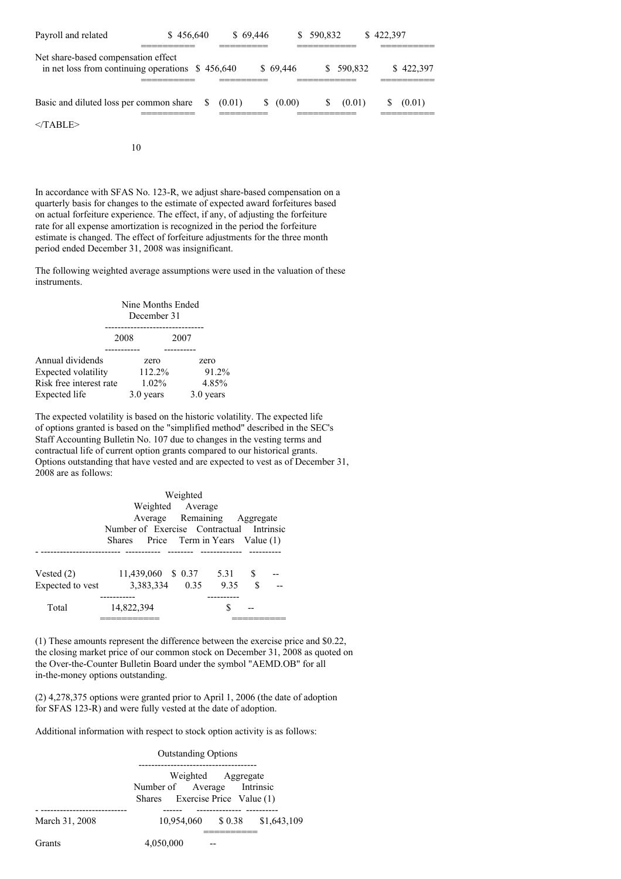| | | | | |
|---|---|---|---|---|
| Payroll and related | $ 456,640 | $ 69,446 | $ 590,832 | $ 422,397 |
| Net share-based compensation effect in net loss from continuing operations | $ 456,640 | $ 69,446 | $ 590,832 | $ 422,397 |
| Basic and diluted loss per common share | $ (0.01) | $ (0.00) | $ (0.01) | $ (0.01) |

</TABLE>

In accordance with SFAS No. 123-R, we adjust share-based compensation on a quarterly basis for changes to the estimate of expected award forfeitures based on actual forfeiture experience. The effect, if any, of adjusting the forfeiture rate for all expense amortization is recognized in the period the forfeiture estimate is changed. The effect of forfeiture adjustments for the three month period ended December 31, 2008 was insignificant.

The following weighted average assumptions were used in the valuation of these instruments.

| | Nine Months Ended December 31 | |
|---|---|---|
| | 2008 | 2007 |
| Annual dividends | zero | zero |
| Expected volatility | 112.2% | 91.2% |
| Risk free interest rate | 1.02% | 4.85% |
| Expected life | 3.0 years | 3.0 years |

The expected volatility is based on the historic volatility. The expected life of options granted is based on the "simplified method" described in the SEC's Staff Accounting Bulletin No. 107 due to changes in the vesting terms and contractual life of current option grants compared to our historical grants. Options outstanding that have vested and are expected to vest as of December 31, 2008 are as follows:

| | Number of Shares | Weighted Average Exercise Price | Weighted Average Remaining Contractual Term in Years | Aggregate Intrinsic Value (1) |
|---|---|---|---|---|
| Vested (2) | 11,439,060 | $ 0.37 | 5.31 | $ -- |
| Expected to vest | 3,383,334 | 0.35 | 9.35 | $ -- |
| Total | 14,822,394 | | | $ -- |

(1) These amounts represent the difference between the exercise price and $0.22, the closing market price of our common stock on December 31, 2008 as quoted on the Over-the-Counter Bulletin Board under the symbol "AEMD.OB" for all in-the-money options outstanding.

(2) 4,278,375 options were granted prior to April 1, 2006 (the date of adoption for SFAS 123-R) and were fully vested at the date of adoption.

Additional information with respect to stock option activity is as follows:

| | Outstanding Options | | |
|---|---|---|---|
| | Number of Shares | Weighted Average Exercise Price | Aggregate Intrinsic Value (1) |
| March 31, 2008 | 10,954,060 | $ 0.38 | $1,643,109 |
| Grants | 4,050,000 | -- | |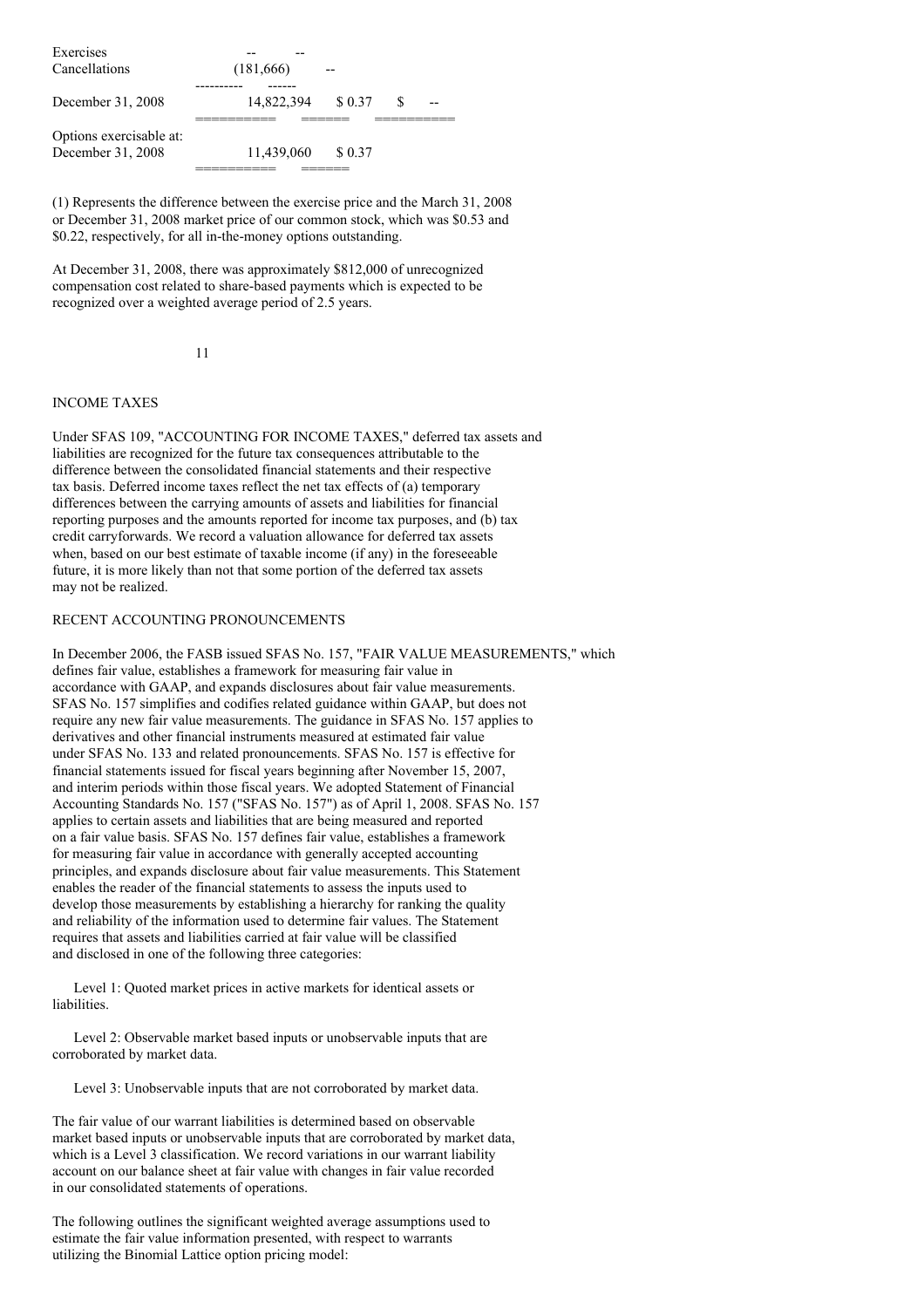| | | | | |
|---|---|---|---|---|
| Exercises | -- | -- | | |
| Cancellations | (181,666) | -- | | |
| December 31, 2008 | 14,822,394 | $ 0.37 | $ | -- |
| Options exercisable at: December 31, 2008 | 11,439,060 | $ 0.37 | | |

(1) Represents the difference between the exercise price and the March 31, 2008 or December 31, 2008 market price of our common stock, which was $0.53 and $0.22, respectively, for all in-the-money options outstanding.

At December 31, 2008, there was approximately $812,000 of unrecognized compensation cost related to share-based payments which is expected to be recognized over a weighted average period of 2.5 years.

## INCOME TAXES

Under SFAS 109, "ACCOUNTING FOR INCOME TAXES," deferred tax assets and liabilities are recognized for the future tax consequences attributable to the difference between the consolidated financial statements and their respective tax basis. Deferred income taxes reflect the net tax effects of (a) temporary differences between the carrying amounts of assets and liabilities for financial reporting purposes and the amounts reported for income tax purposes, and (b) tax credit carryforwards. We record a valuation allowance for deferred tax assets when, based on our best estimate of taxable income (if any) in the foreseeable future, it is more likely than not that some portion of the deferred tax assets may not be realized.

## RECENT ACCOUNTING PRONOUNCEMENTS

In December 2006, the FASB issued SFAS No. 157, "FAIR VALUE MEASUREMENTS," which defines fair value, establishes a framework for measuring fair value in accordance with GAAP, and expands disclosures about fair value measurements. SFAS No. 157 simplifies and codifies related guidance within GAAP, but does not require any new fair value measurements. The guidance in SFAS No. 157 applies to derivatives and other financial instruments measured at estimated fair value under SFAS No. 133 and related pronouncements. SFAS No. 157 is effective for financial statements issued for fiscal years beginning after November 15, 2007, and interim periods within those fiscal years. We adopted Statement of Financial Accounting Standards No. 157 ("SFAS No. 157") as of April 1, 2008. SFAS No. 157 applies to certain assets and liabilities that are being measured and reported on a fair value basis. SFAS No. 157 defines fair value, establishes a framework for measuring fair value in accordance with generally accepted accounting principles, and expands disclosure about fair value measurements. This Statement enables the reader of the financial statements to assess the inputs used to develop those measurements by establishing a hierarchy for ranking the quality and reliability of the information used to determine fair values. The Statement requires that assets and liabilities carried at fair value will be classified and disclosed in one of the following three categories:

Level 1: Quoted market prices in active markets for identical assets or liabilities.

Level 2: Observable market based inputs or unobservable inputs that are corroborated by market data.

Level 3: Unobservable inputs that are not corroborated by market data.

The fair value of our warrant liabilities is determined based on observable market based inputs or unobservable inputs that are corroborated by market data, which is a Level 3 classification. We record variations in our warrant liability account on our balance sheet at fair value with changes in fair value recorded in our consolidated statements of operations.

The following outlines the significant weighted average assumptions used to estimate the fair value information presented, with respect to warrants utilizing the Binomial Lattice option pricing model: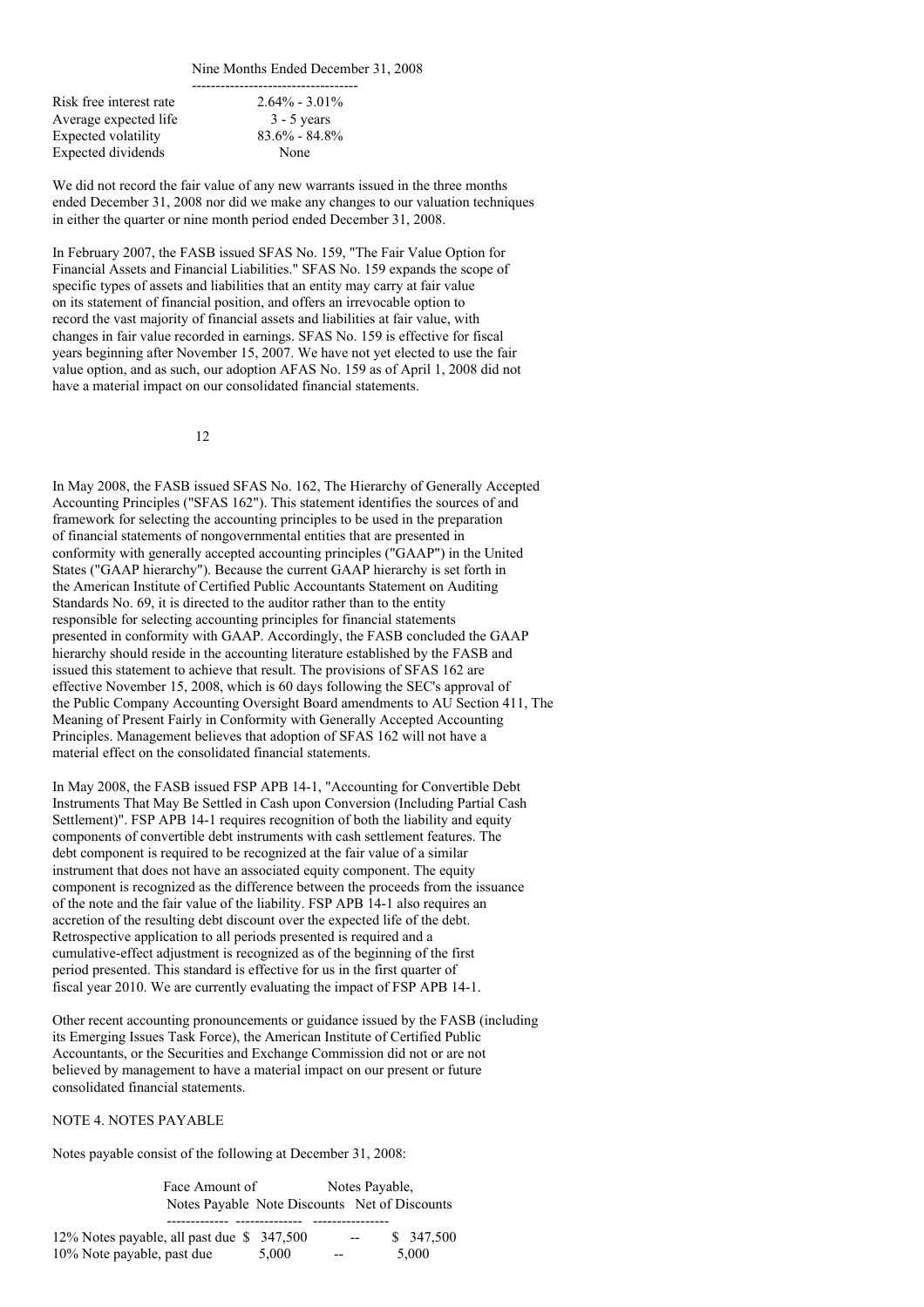| | Nine Months Ended December 31, 2008 |
|---|---|
| Risk free interest rate | 2.64% - 3.01% |
| Average expected life | 3 - 5 years |
| Expected volatility | 83.6% - 84.8% |
| Expected dividends | None |

We did not record the fair value of any new warrants issued in the three months ended December 31, 2008 nor did we make any changes to our valuation techniques in either the quarter or nine month period ended December 31, 2008.

In February 2007, the FASB issued SFAS No. 159, "The Fair Value Option for Financial Assets and Financial Liabilities." SFAS No. 159 expands the scope of specific types of assets and liabilities that an entity may carry at fair value on its statement of financial position, and offers an irrevocable option to record the vast majority of financial assets and liabilities at fair value, with changes in fair value recorded in earnings. SFAS No. 159 is effective for fiscal years beginning after November 15, 2007. We have not yet elected to use the fair value option, and as such, our adoption AFAS No. 159 as of April 1, 2008 did not have a material impact on our consolidated financial statements.

In May 2008, the FASB issued SFAS No. 162, The Hierarchy of Generally Accepted Accounting Principles ("SFAS 162"). This statement identifies the sources of and framework for selecting the accounting principles to be used in the preparation of financial statements of nongovernmental entities that are presented in conformity with generally accepted accounting principles ("GAAP") in the United States ("GAAP hierarchy"). Because the current GAAP hierarchy is set forth in the American Institute of Certified Public Accountants Statement on Auditing Standards No. 69, it is directed to the auditor rather than to the entity responsible for selecting accounting principles for financial statements presented in conformity with GAAP. Accordingly, the FASB concluded the GAAP hierarchy should reside in the accounting literature established by the FASB and issued this statement to achieve that result. The provisions of SFAS 162 are effective November 15, 2008, which is 60 days following the SEC's approval of the Public Company Accounting Oversight Board amendments to AU Section 411, The Meaning of Present Fairly in Conformity with Generally Accepted Accounting Principles. Management believes that adoption of SFAS 162 will not have a material effect on the consolidated financial statements.

In May 2008, the FASB issued FSP APB 14-1, "Accounting for Convertible Debt Instruments That May Be Settled in Cash upon Conversion (Including Partial Cash Settlement)". FSP APB 14-1 requires recognition of both the liability and equity components of convertible debt instruments with cash settlement features. The debt component is required to be recognized at the fair value of a similar instrument that does not have an associated equity component. The equity component is recognized as the difference between the proceeds from the issuance of the note and the fair value of the liability. FSP APB 14-1 also requires an accretion of the resulting debt discount over the expected life of the debt. Retrospective application to all periods presented is required and a cumulative-effect adjustment is recognized as of the beginning of the first period presented. This standard is effective for us in the first quarter of fiscal year 2010. We are currently evaluating the impact of FSP APB 14-1.

Other recent accounting pronouncements or guidance issued by the FASB (including its Emerging Issues Task Force), the American Institute of Certified Public Accountants, or the Securities and Exchange Commission did not or are not believed by management to have a material impact on our present or future consolidated financial statements.

NOTE 4. NOTES PAYABLE

Notes payable consist of the following at December 31, 2008:

| | Face Amount of Notes Payable | Note Discounts | Notes Payable, Net of Discounts |
|---|---|---|---|
| 12% Notes payable, all past due | $ 347,500 | -- | $ 347,500 |
| 10% Note payable, past due | 5,000 | -- | 5,000 |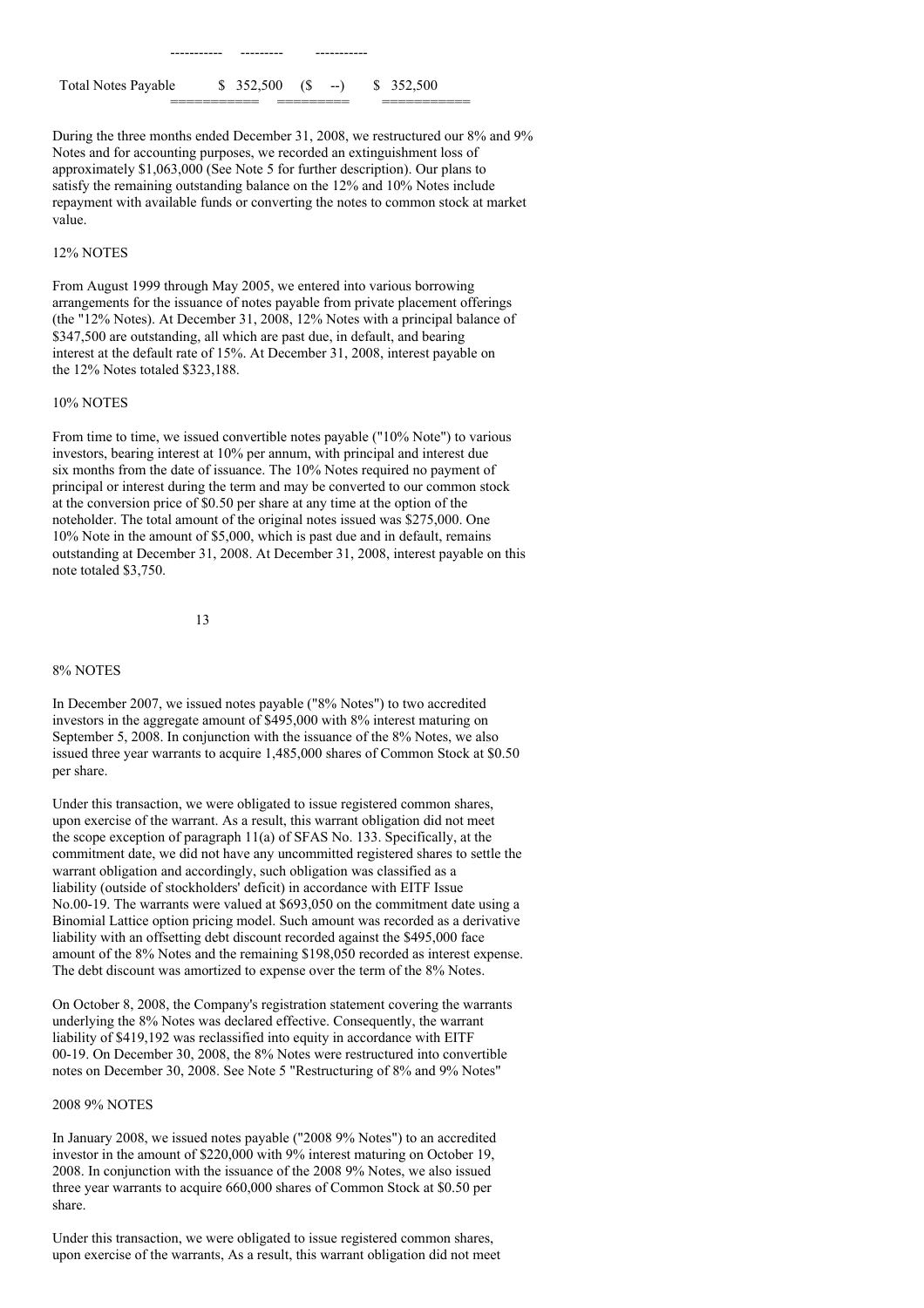| Total Notes Payable | $ 352,500 | ($ --) | $ 352,500 |
|---|---|---|---|

During the three months ended December 31, 2008, we restructured our 8% and 9% Notes and for accounting purposes, we recorded an extinguishment loss of approximately $1,063,000 (See Note 5 for further description). Our plans to satisfy the remaining outstanding balance on the 12% and 10% Notes include repayment with available funds or converting the notes to common stock at market value.

12% NOTES

From August 1999 through May 2005, we entered into various borrowing arrangements for the issuance of notes payable from private placement offerings (the "12% Notes). At December 31, 2008, 12% Notes with a principal balance of $347,500 are outstanding, all which are past due, in default, and bearing interest at the default rate of 15%. At December 31, 2008, interest payable on the 12% Notes totaled $323,188.

10% NOTES

From time to time, we issued convertible notes payable ("10% Note") to various investors, bearing interest at 10% per annum, with principal and interest due six months from the date of issuance. The 10% Notes required no payment of principal or interest during the term and may be converted to our common stock at the conversion price of $0.50 per share at any time at the option of the noteholder. The total amount of the original notes issued was $275,000. One 10% Note in the amount of $5,000, which is past due and in default, remains outstanding at December 31, 2008. At December 31, 2008, interest payable on this note totaled $3,750.

8% NOTES

In December 2007, we issued notes payable ("8% Notes") to two accredited investors in the aggregate amount of $495,000 with 8% interest maturing on September 5, 2008. In conjunction with the issuance of the 8% Notes, we also issued three year warrants to acquire 1,485,000 shares of Common Stock at $0.50 per share.

Under this transaction, we were obligated to issue registered common shares, upon exercise of the warrant. As a result, this warrant obligation did not meet the scope exception of paragraph 11(a) of SFAS No. 133. Specifically, at the commitment date, we did not have any uncommitted registered shares to settle the warrant obligation and accordingly, such obligation was classified as a liability (outside of stockholders' deficit) in accordance with EITF Issue No.00-19. The warrants were valued at $693,050 on the commitment date using a Binomial Lattice option pricing model. Such amount was recorded as a derivative liability with an offsetting debt discount recorded against the $495,000 face amount of the 8% Notes and the remaining $198,050 recorded as interest expense. The debt discount was amortized to expense over the term of the 8% Notes.

On October 8, 2008, the Company's registration statement covering the warrants underlying the 8% Notes was declared effective. Consequently, the warrant liability of $419,192 was reclassified into equity in accordance with EITF 00-19. On December 30, 2008, the 8% Notes were restructured into convertible notes on December 30, 2008. See Note 5 "Restructuring of 8% and 9% Notes"

2008 9% NOTES

In January 2008, we issued notes payable ("2008 9% Notes") to an accredited investor in the amount of $220,000 with 9% interest maturing on October 19, 2008. In conjunction with the issuance of the 2008 9% Notes, we also issued three year warrants to acquire 660,000 shares of Common Stock at $0.50 per share.

Under this transaction, we were obligated to issue registered common shares, upon exercise of the warrants, As a result, this warrant obligation did not meet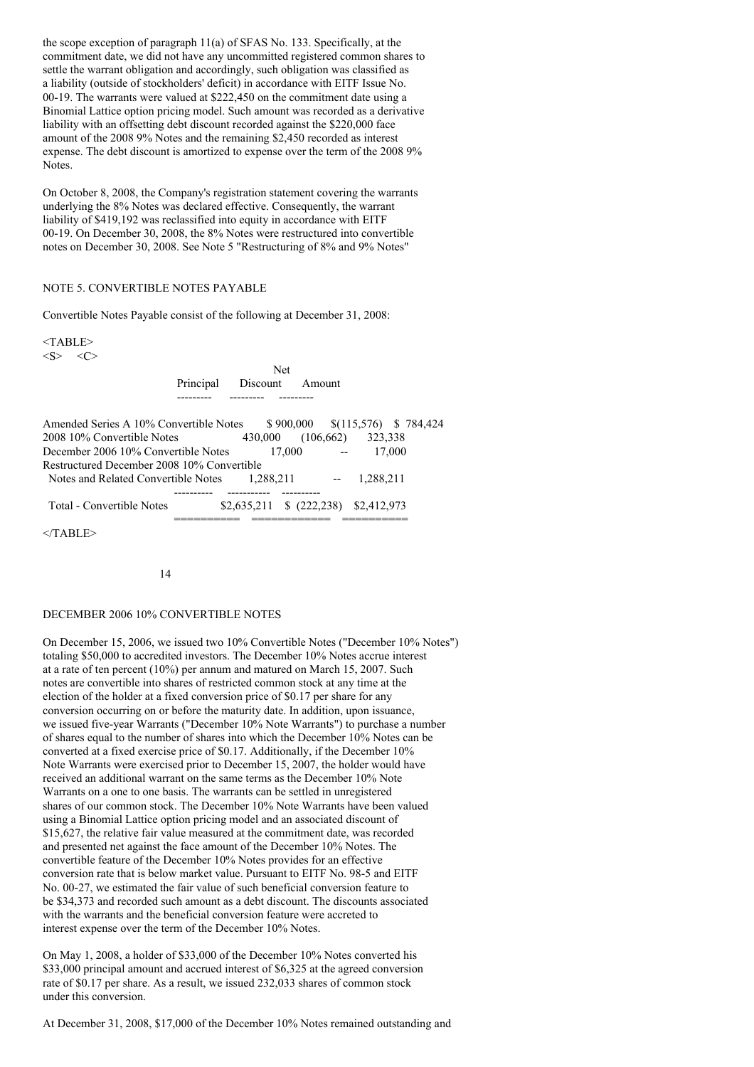the scope exception of paragraph 11(a) of SFAS No. 133. Specifically, at the commitment date, we did not have any uncommitted registered common shares to settle the warrant obligation and accordingly, such obligation was classified as a liability (outside of stockholders' deficit) in accordance with EITF Issue No. 00-19. The warrants were valued at $222,450 on the commitment date using a Binomial Lattice option pricing model. Such amount was recorded as a derivative liability with an offsetting debt discount recorded against the $220,000 face amount of the 2008 9% Notes and the remaining $2,450 recorded as interest expense. The debt discount is amortized to expense over the term of the 2008 9% Notes.

On October 8, 2008, the Company's registration statement covering the warrants underlying the 8% Notes was declared effective. Consequently, the warrant liability of $419,192 was reclassified into equity in accordance with EITF 00-19. On December 30, 2008, the 8% Notes were restructured into convertible notes on December 30, 2008. See Note 5 "Restructuring of 8% and 9% Notes"

## NOTE 5. CONVERTIBLE NOTES PAYABLE

Convertible Notes Payable consist of the following at December 31, 2008:

| | Principal | Discount | Net Amount |
|---|---|---|---|
| Amended Series A 10% Convertible Notes | $ 900,000 | $(115,576) | $ 784,424 |
| 2008 10% Convertible Notes | 430,000 | (106,662) | 323,338 |
| December 2006 10% Convertible Notes | 17,000 | -- | 17,000 |
| Restructured December 2008 10% Convertible Notes and Related Convertible Notes | 1,288,211 | -- | 1,288,211 |
| Total - Convertible Notes | $2,635,211 | $ (222,238) | $2,412,973 |

### DECEMBER 2006 10% CONVERTIBLE NOTES

On December 15, 2006, we issued two 10% Convertible Notes ("December 10% Notes") totaling $50,000 to accredited investors. The December 10% Notes accrue interest at a rate of ten percent (10%) per annum and matured on March 15, 2007. Such notes are convertible into shares of restricted common stock at any time at the election of the holder at a fixed conversion price of $0.17 per share for any conversion occurring on or before the maturity date. In addition, upon issuance, we issued five-year Warrants ("December 10% Note Warrants") to purchase a number of shares equal to the number of shares into which the December 10% Notes can be converted at a fixed exercise price of $0.17. Additionally, if the December 10% Note Warrants were exercised prior to December 15, 2007, the holder would have received an additional warrant on the same terms as the December 10% Note Warrants on a one to one basis. The warrants can be settled in unregistered shares of our common stock. The December 10% Note Warrants have been valued using a Binomial Lattice option pricing model and an associated discount of $15,627, the relative fair value measured at the commitment date, was recorded and presented net against the face amount of the December 10% Notes. The convertible feature of the December 10% Notes provides for an effective conversion rate that is below market value. Pursuant to EITF No. 98-5 and EITF No. 00-27, we estimated the fair value of such beneficial conversion feature to be $34,373 and recorded such amount as a debt discount. The discounts associated with the warrants and the beneficial conversion feature were accreted to interest expense over the term of the December 10% Notes.

On May 1, 2008, a holder of $33,000 of the December 10% Notes converted his $33,000 principal amount and accrued interest of $6,325 at the agreed conversion rate of $0.17 per share. As a result, we issued 232,033 shares of common stock under this conversion.

At December 31, 2008, $17,000 of the December 10% Notes remained outstanding and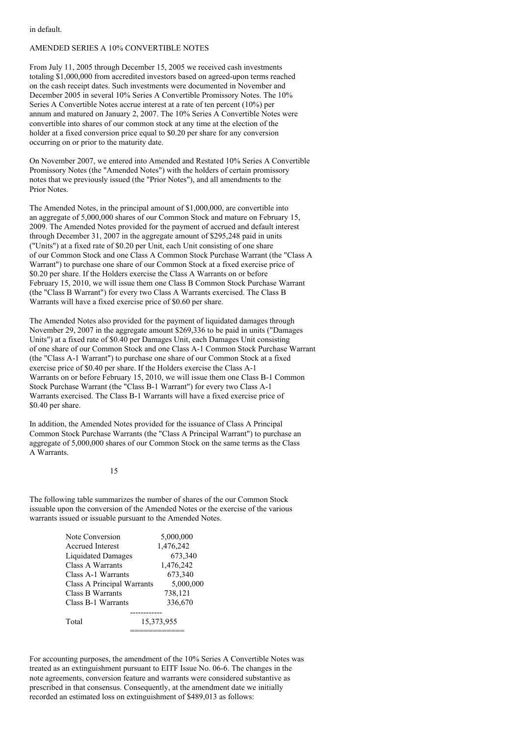in default.

## AMENDED SERIES A 10% CONVERTIBLE NOTES

From July 11, 2005 through December 15, 2005 we received cash investments totaling $1,000,000 from accredited investors based on agreed-upon terms reached on the cash receipt dates. Such investments were documented in November and December 2005 in several 10% Series A Convertible Promissory Notes. The 10% Series A Convertible Notes accrue interest at a rate of ten percent (10%) per annum and matured on January 2, 2007. The 10% Series A Convertible Notes were convertible into shares of our common stock at any time at the election of the holder at a fixed conversion price equal to $0.20 per share for any conversion occurring on or prior to the maturity date.

On November 2007, we entered into Amended and Restated 10% Series A Convertible Promissory Notes (the "Amended Notes") with the holders of certain promissory notes that we previously issued (the "Prior Notes"), and all amendments to the Prior Notes.

The Amended Notes, in the principal amount of $1,000,000, are convertible into an aggregate of 5,000,000 shares of our Common Stock and mature on February 15, 2009. The Amended Notes provided for the payment of accrued and default interest through December 31, 2007 in the aggregate amount of $295,248 paid in units ("Units") at a fixed rate of $0.20 per Unit, each Unit consisting of one share of our Common Stock and one Class A Common Stock Purchase Warrant (the "Class A Warrant") to purchase one share of our Common Stock at a fixed exercise price of $0.20 per share. If the Holders exercise the Class A Warrants on or before February 15, 2010, we will issue them one Class B Common Stock Purchase Warrant (the "Class B Warrant") for every two Class A Warrants exercised. The Class B Warrants will have a fixed exercise price of $0.60 per share.

The Amended Notes also provided for the payment of liquidated damages through November 29, 2007 in the aggregate amount $269,336 to be paid in units ("Damages Units") at a fixed rate of $0.40 per Damages Unit, each Damages Unit consisting of one share of our Common Stock and one Class A-1 Common Stock Purchase Warrant (the "Class A-1 Warrant") to purchase one share of our Common Stock at a fixed exercise price of $0.40 per share. If the Holders exercise the Class A-1 Warrants on or before February 15, 2010, we will issue them one Class B-1 Common Stock Purchase Warrant (the "Class B-1 Warrant") for every two Class A-1 Warrants exercised. The Class B-1 Warrants will have a fixed exercise price of $0.40 per share.

In addition, the Amended Notes provided for the issuance of Class A Principal Common Stock Purchase Warrants (the "Class A Principal Warrant") to purchase an aggregate of 5,000,000 shares of our Common Stock on the same terms as the Class A Warrants.

The following table summarizes the number of shares of the our Common Stock issuable upon the conversion of the Amended Notes or the exercise of the various warrants issued or issuable pursuant to the Amended Notes.

| | |
|---|---|
| Note Conversion | 5,000,000 |
| Accrued Interest | 1,476,242 |
| Liquidated Damages | 673,340 |
| Class A Warrants | 1,476,242 |
| Class A-1 Warrants | 673,340 |
| Class A Principal Warrants | 5,000,000 |
| Class B Warrants | 738,121 |
| Class B-1 Warrants | 336,670 |
| Total | 15,373,955 |

For accounting purposes, the amendment of the 10% Series A Convertible Notes was treated as an extinguishment pursuant to EITF Issue No. 06-6. The changes in the note agreements, conversion feature and warrants were considered substantive as prescribed in that consensus. Consequently, at the amendment date we initially recorded an estimated loss on extinguishment of $489,013 as follows: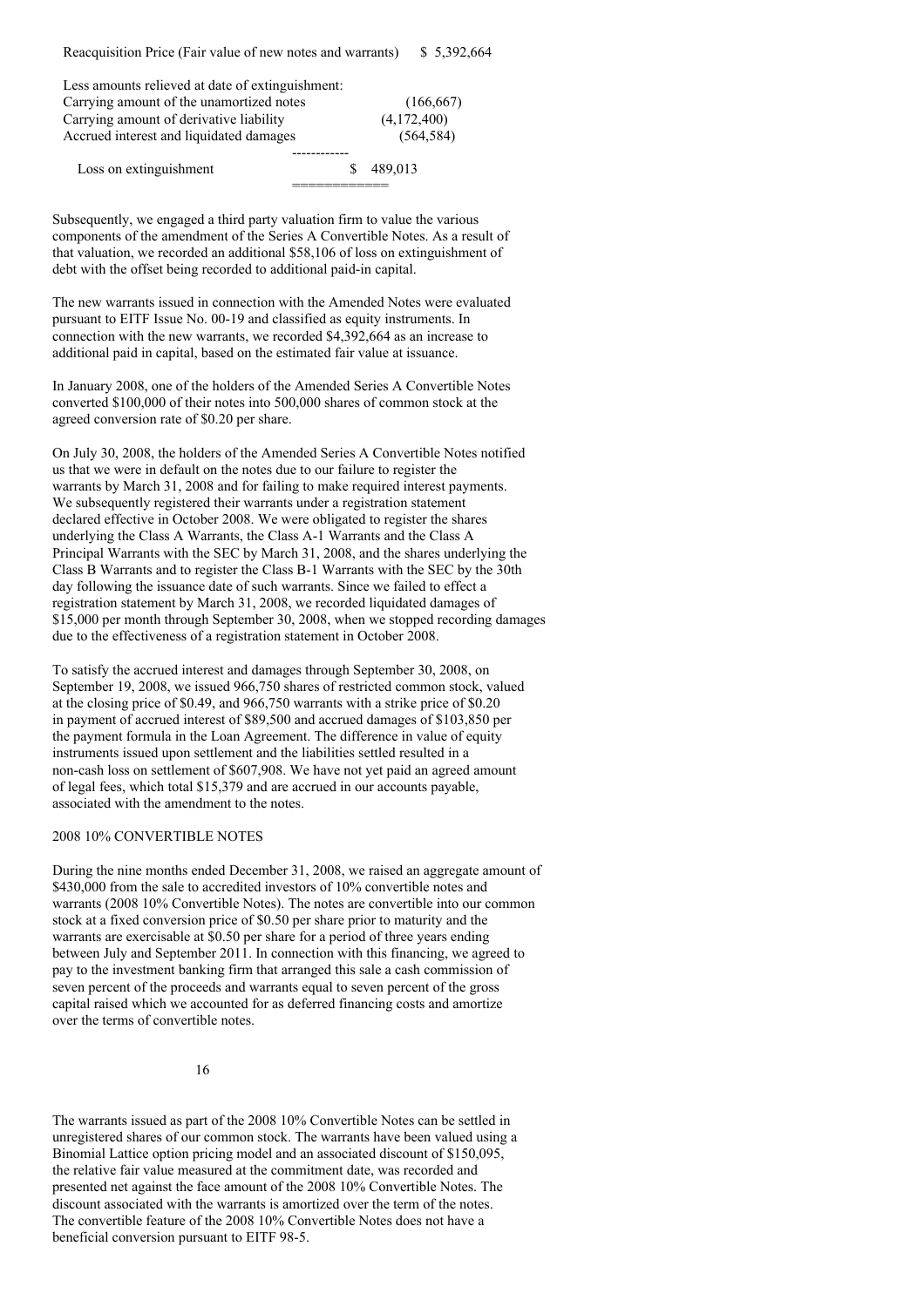| | |
|---|---|
| Reacquisition Price (Fair value of new notes and warrants) | $ 5,392,664 |
| Less amounts relieved at date of extinguishment: | |
| Carrying amount of the unamortized notes | (166,667) |
| Carrying amount of derivative liability | (4,172,400) |
| Accrued interest and liquidated damages | (564,584) |
| Loss on extinguishment | $ 489,013 |

Subsequently, we engaged a third party valuation firm to value the various components of the amendment of the Series A Convertible Notes. As a result of that valuation, we recorded an additional $58,106 of loss on extinguishment of debt with the offset being recorded to additional paid-in capital.

The new warrants issued in connection with the Amended Notes were evaluated pursuant to EITF Issue No. 00-19 and classified as equity instruments. In connection with the new warrants, we recorded $4,392,664 as an increase to additional paid in capital, based on the estimated fair value at issuance.

In January 2008, one of the holders of the Amended Series A Convertible Notes converted $100,000 of their notes into 500,000 shares of common stock at the agreed conversion rate of $0.20 per share.

On July 30, 2008, the holders of the Amended Series A Convertible Notes notified us that we were in default on the notes due to our failure to register the warrants by March 31, 2008 and for failing to make required interest payments. We subsequently registered their warrants under a registration statement declared effective in October 2008. We were obligated to register the shares underlying the Class A Warrants, the Class A-1 Warrants and the Class A Principal Warrants with the SEC by March 31, 2008, and the shares underlying the Class B Warrants and to register the Class B-1 Warrants with the SEC by the 30th day following the issuance date of such warrants. Since we failed to effect a registration statement by March 31, 2008, we recorded liquidated damages of $15,000 per month through September 30, 2008, when we stopped recording damages due to the effectiveness of a registration statement in October 2008.

To satisfy the accrued interest and damages through September 30, 2008, on September 19, 2008, we issued 966,750 shares of restricted common stock, valued at the closing price of $0.49, and 966,750 warrants with a strike price of $0.20 in payment of accrued interest of $89,500 and accrued damages of $103,850 per the payment formula in the Loan Agreement. The difference in value of equity instruments issued upon settlement and the liabilities settled resulted in a non-cash loss on settlement of $607,908. We have not yet paid an agreed amount of legal fees, which total $15,379 and are accrued in our accounts payable, associated with the amendment to the notes.

## 2008 10% CONVERTIBLE NOTES

During the nine months ended December 31, 2008, we raised an aggregate amount of $430,000 from the sale to accredited investors of 10% convertible notes and warrants (2008 10% Convertible Notes). The notes are convertible into our common stock at a fixed conversion price of $0.50 per share prior to maturity and the warrants are exercisable at $0.50 per share for a period of three years ending between July and September 2011. In connection with this financing, we agreed to pay to the investment banking firm that arranged this sale a cash commission of seven percent of the proceeds and warrants equal to seven percent of the gross capital raised which we accounted for as deferred financing costs and amortize over the terms of convertible notes.

The warrants issued as part of the 2008 10% Convertible Notes can be settled in unregistered shares of our common stock. The warrants have been valued using a Binomial Lattice option pricing model and an associated discount of $150,095, the relative fair value measured at the commitment date, was recorded and presented net against the face amount of the 2008 10% Convertible Notes. The discount associated with the warrants is amortized over the term of the notes. The convertible feature of the 2008 10% Convertible Notes does not have a beneficial conversion pursuant to EITF 98-5.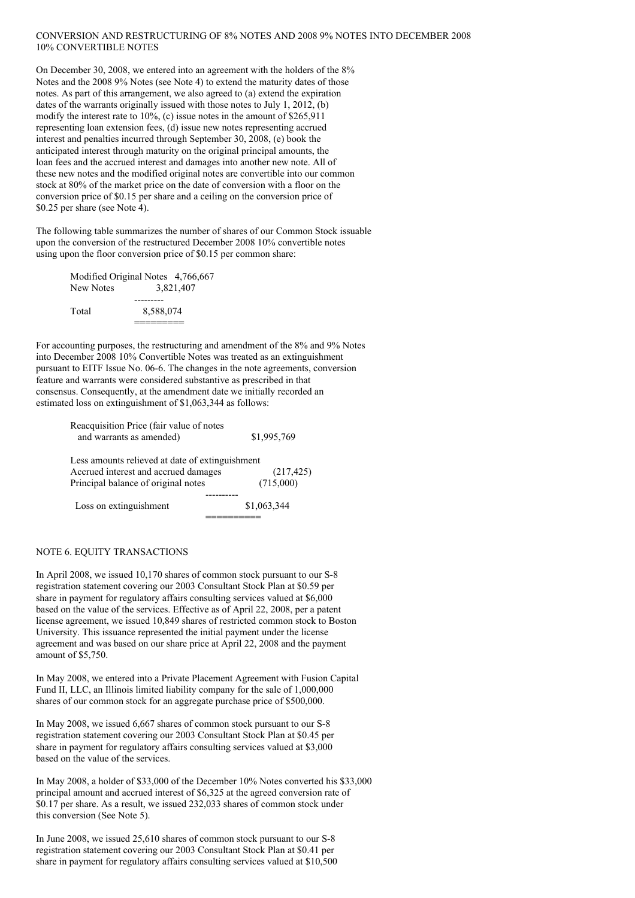CONVERSION AND RESTRUCTURING OF 8% NOTES AND 2008 9% NOTES INTO DECEMBER 2008 10% CONVERTIBLE NOTES

On December 30, 2008, we entered into an agreement with the holders of the 8% Notes and the 2008 9% Notes (see Note 4) to extend the maturity dates of those notes. As part of this arrangement, we also agreed to (a) extend the expiration dates of the warrants originally issued with those notes to July 1, 2012, (b) modify the interest rate to 10%, (c) issue notes in the amount of $265,911 representing loan extension fees, (d) issue new notes representing accrued interest and penalties incurred through September 30, 2008, (e) book the anticipated interest through maturity on the original principal amounts, the loan fees and the accrued interest and damages into another new note. All of these new notes and the modified original notes are convertible into our common stock at 80% of the market price on the date of conversion with a floor on the conversion price of $0.15 per share and a ceiling on the conversion price of $0.25 per share (see Note 4).

The following table summarizes the number of shares of our Common Stock issuable upon the conversion of the restructured December 2008 10% convertible notes using upon the floor conversion price of $0.15 per common share:

| | |
|---|---|
| Modified Original Notes | 4,766,667 |
| New Notes | 3,821,407 |
| Total | 8,588,074 |

For accounting purposes, the restructuring and amendment of the 8% and 9% Notes into December 2008 10% Convertible Notes was treated as an extinguishment pursuant to EITF Issue No. 06-6. The changes in the note agreements, conversion feature and warrants were considered substantive as prescribed in that consensus. Consequently, at the amendment date we initially recorded an estimated loss on extinguishment of $1,063,344 as follows:

| | |
|---|---|
| Reacquisition Price (fair value of notes and warrants as amended) | $1,995,769 |
| Less amounts relieved at date of extinguishment | |
| Accrued interest and accrued damages | (217,425) |
| Principal balance of original notes | (715,000) |
| Loss on extinguishment | $1,063,344 |

## NOTE 6. EQUITY TRANSACTIONS

In April 2008, we issued 10,170 shares of common stock pursuant to our S-8 registration statement covering our 2003 Consultant Stock Plan at $0.59 per share in payment for regulatory affairs consulting services valued at $6,000 based on the value of the services. Effective as of April 22, 2008, per a patent license agreement, we issued 10,849 shares of restricted common stock to Boston University. This issuance represented the initial payment under the license agreement and was based on our share price at April 22, 2008 and the payment amount of $5,750.

In May 2008, we entered into a Private Placement Agreement with Fusion Capital Fund II, LLC, an Illinois limited liability company for the sale of 1,000,000 shares of our common stock for an aggregate purchase price of $500,000.

In May 2008, we issued 6,667 shares of common stock pursuant to our S-8 registration statement covering our 2003 Consultant Stock Plan at $0.45 per share in payment for regulatory affairs consulting services valued at $3,000 based on the value of the services.

In May 2008, a holder of $33,000 of the December 10% Notes converted his $33,000 principal amount and accrued interest of $6,325 at the agreed conversion rate of $0.17 per share. As a result, we issued 232,033 shares of common stock under this conversion (See Note 5).

In June 2008, we issued 25,610 shares of common stock pursuant to our S-8 registration statement covering our 2003 Consultant Stock Plan at $0.41 per share in payment for regulatory affairs consulting services valued at $10,500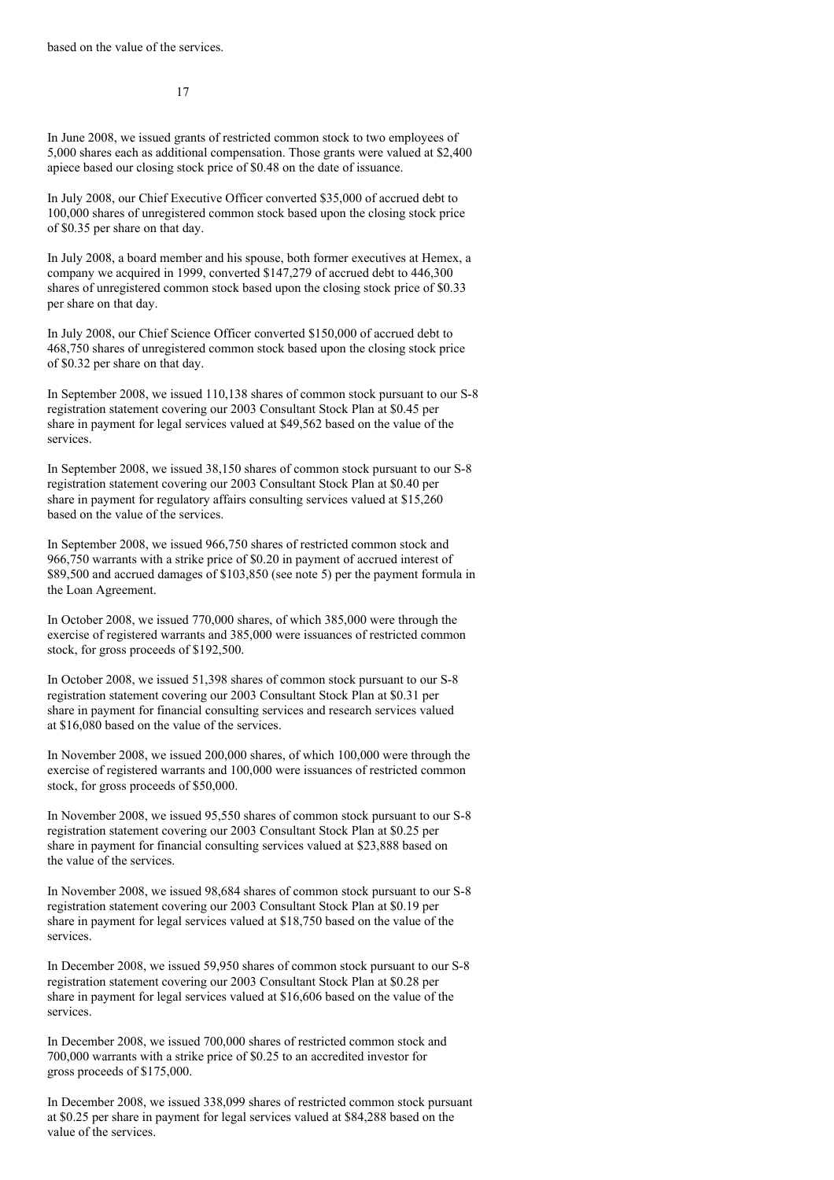based on the value of the services.

In June 2008, we issued grants of restricted common stock to two employees of 5,000 shares each as additional compensation. Those grants were valued at $2,400 apiece based our closing stock price of $0.48 on the date of issuance.

In July 2008, our Chief Executive Officer converted $35,000 of accrued debt to 100,000 shares of unregistered common stock based upon the closing stock price of $0.35 per share on that day.

In July 2008, a board member and his spouse, both former executives at Hemex, a company we acquired in 1999, converted $147,279 of accrued debt to 446,300 shares of unregistered common stock based upon the closing stock price of $0.33 per share on that day.

In July 2008, our Chief Science Officer converted $150,000 of accrued debt to 468,750 shares of unregistered common stock based upon the closing stock price of $0.32 per share on that day.

In September 2008, we issued 110,138 shares of common stock pursuant to our S-8 registration statement covering our 2003 Consultant Stock Plan at $0.45 per share in payment for legal services valued at $49,562 based on the value of the services.

In September 2008, we issued 38,150 shares of common stock pursuant to our S-8 registration statement covering our 2003 Consultant Stock Plan at $0.40 per share in payment for regulatory affairs consulting services valued at $15,260 based on the value of the services.

In September 2008, we issued 966,750 shares of restricted common stock and 966,750 warrants with a strike price of $0.20 in payment of accrued interest of $89,500 and accrued damages of $103,850 (see note 5) per the payment formula in the Loan Agreement.

In October 2008, we issued 770,000 shares, of which 385,000 were through the exercise of registered warrants and 385,000 were issuances of restricted common stock, for gross proceeds of $192,500.

In October 2008, we issued 51,398 shares of common stock pursuant to our S-8 registration statement covering our 2003 Consultant Stock Plan at $0.31 per share in payment for financial consulting services and research services valued at $16,080 based on the value of the services.

In November 2008, we issued 200,000 shares, of which 100,000 were through the exercise of registered warrants and 100,000 were issuances of restricted common stock, for gross proceeds of $50,000.

In November 2008, we issued 95,550 shares of common stock pursuant to our S-8 registration statement covering our 2003 Consultant Stock Plan at $0.25 per share in payment for financial consulting services valued at $23,888 based on the value of the services.

In November 2008, we issued 98,684 shares of common stock pursuant to our S-8 registration statement covering our 2003 Consultant Stock Plan at $0.19 per share in payment for legal services valued at $18,750 based on the value of the services.

In December 2008, we issued 59,950 shares of common stock pursuant to our S-8 registration statement covering our 2003 Consultant Stock Plan at $0.28 per share in payment for legal services valued at $16,606 based on the value of the services.

In December 2008, we issued 700,000 shares of restricted common stock and 700,000 warrants with a strike price of $0.25 to an accredited investor for gross proceeds of $175,000.

In December 2008, we issued 338,099 shares of restricted common stock pursuant at $0.25 per share in payment for legal services valued at $84,288 based on the value of the services.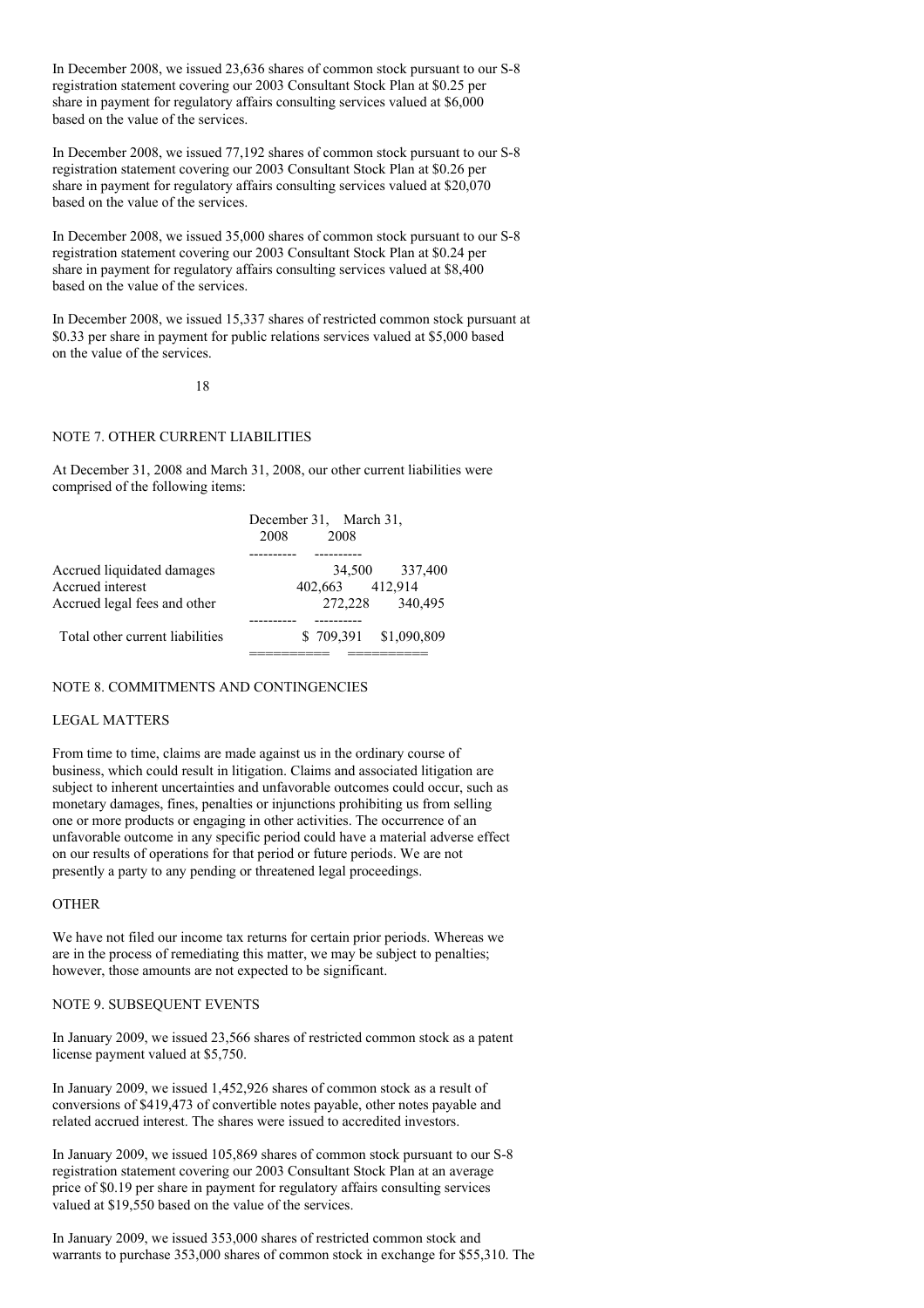In December 2008, we issued 23,636 shares of common stock pursuant to our S-8 registration statement covering our 2003 Consultant Stock Plan at $0.25 per share in payment for regulatory affairs consulting services valued at $6,000 based on the value of the services.

In December 2008, we issued 77,192 shares of common stock pursuant to our S-8 registration statement covering our 2003 Consultant Stock Plan at $0.26 per share in payment for regulatory affairs consulting services valued at $20,070 based on the value of the services.

In December 2008, we issued 35,000 shares of common stock pursuant to our S-8 registration statement covering our 2003 Consultant Stock Plan at $0.24 per share in payment for regulatory affairs consulting services valued at $8,400 based on the value of the services.

In December 2008, we issued 15,337 shares of restricted common stock pursuant at $0.33 per share in payment for public relations services valued at $5,000 based on the value of the services.

## NOTE 7. OTHER CURRENT LIABILITIES

At December 31, 2008 and March 31, 2008, our other current liabilities were comprised of the following items:

| | December 31, 2008 | March 31, 2008 |
|---|---|---|
| Accrued liquidated damages | 34,500 | 337,400 |
| Accrued interest | 402,663 | 412,914 |
| Accrued legal fees and other | 272,228 | 340,495 |
| Total other current liabilities | $ 709,391 | $1,090,809 |

## NOTE 8. COMMITMENTS AND CONTINGENCIES

### LEGAL MATTERS

From time to time, claims are made against us in the ordinary course of business, which could result in litigation. Claims and associated litigation are subject to inherent uncertainties and unfavorable outcomes could occur, such as monetary damages, fines, penalties or injunctions prohibiting us from selling one or more products or engaging in other activities. The occurrence of an unfavorable outcome in any specific period could have a material adverse effect on our results of operations for that period or future periods. We are not presently a party to any pending or threatened legal proceedings.

### OTHER

We have not filed our income tax returns for certain prior periods. Whereas we are in the process of remediating this matter, we may be subject to penalties; however, those amounts are not expected to be significant.

## NOTE 9. SUBSEQUENT EVENTS

In January 2009, we issued 23,566 shares of restricted common stock as a patent license payment valued at $5,750.

In January 2009, we issued 1,452,926 shares of common stock as a result of conversions of $419,473 of convertible notes payable, other notes payable and related accrued interest. The shares were issued to accredited investors.

In January 2009, we issued 105,869 shares of common stock pursuant to our S-8 registration statement covering our 2003 Consultant Stock Plan at an average price of $0.19 per share in payment for regulatory affairs consulting services valued at $19,550 based on the value of the services.

In January 2009, we issued 353,000 shares of restricted common stock and warrants to purchase 353,000 shares of common stock in exchange for $55,310. The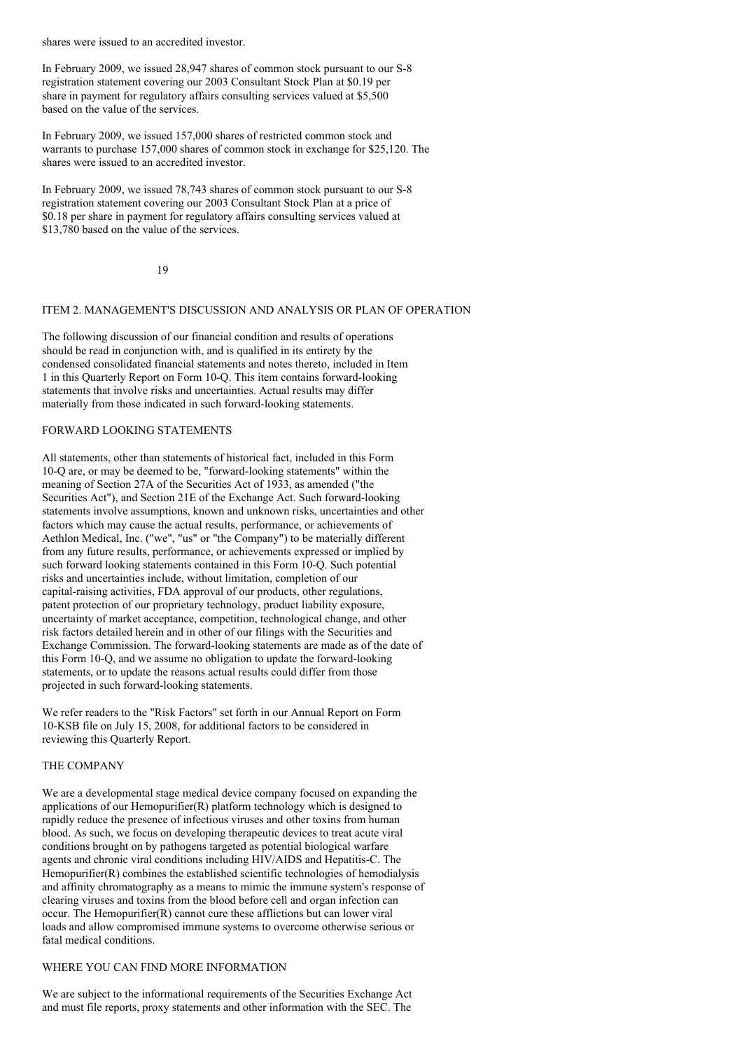shares were issued to an accredited investor.

In February 2009, we issued 28,947 shares of common stock pursuant to our S-8 registration statement covering our 2003 Consultant Stock Plan at $0.19 per share in payment for regulatory affairs consulting services valued at $5,500 based on the value of the services.

In February 2009, we issued 157,000 shares of restricted common stock and warrants to purchase 157,000 shares of common stock in exchange for $25,120. The shares were issued to an accredited investor.

In February 2009, we issued 78,743 shares of common stock pursuant to our S-8 registration statement covering our 2003 Consultant Stock Plan at a price of $0.18 per share in payment for regulatory affairs consulting services valued at $13,780 based on the value of the services.

## ITEM 2. MANAGEMENT'S DISCUSSION AND ANALYSIS OR PLAN OF OPERATION

The following discussion of our financial condition and results of operations should be read in conjunction with, and is qualified in its entirety by the condensed consolidated financial statements and notes thereto, included in Item 1 in this Quarterly Report on Form 10-Q. This item contains forward-looking statements that involve risks and uncertainties. Actual results may differ materially from those indicated in such forward-looking statements.

### FORWARD LOOKING STATEMENTS

All statements, other than statements of historical fact, included in this Form 10-Q are, or may be deemed to be, "forward-looking statements" within the meaning of Section 27A of the Securities Act of 1933, as amended ("the Securities Act"), and Section 21E of the Exchange Act. Such forward-looking statements involve assumptions, known and unknown risks, uncertainties and other factors which may cause the actual results, performance, or achievements of Aethlon Medical, Inc. ("we", "us" or "the Company") to be materially different from any future results, performance, or achievements expressed or implied by such forward looking statements contained in this Form 10-Q. Such potential risks and uncertainties include, without limitation, completion of our capital-raising activities, FDA approval of our products, other regulations, patent protection of our proprietary technology, product liability exposure, uncertainty of market acceptance, competition, technological change, and other risk factors detailed herein and in other of our filings with the Securities and Exchange Commission. The forward-looking statements are made as of the date of this Form 10-Q, and we assume no obligation to update the forward-looking statements, or to update the reasons actual results could differ from those projected in such forward-looking statements.

We refer readers to the "Risk Factors" set forth in our Annual Report on Form 10-KSB file on July 15, 2008, for additional factors to be considered in reviewing this Quarterly Report.

### THE COMPANY

We are a developmental stage medical device company focused on expanding the applications of our Hemopurifier(R) platform technology which is designed to rapidly reduce the presence of infectious viruses and other toxins from human blood. As such, we focus on developing therapeutic devices to treat acute viral conditions brought on by pathogens targeted as potential biological warfare agents and chronic viral conditions including HIV/AIDS and Hepatitis-C. The Hemopurifier(R) combines the established scientific technologies of hemodialysis and affinity chromatography as a means to mimic the immune system's response of clearing viruses and toxins from the blood before cell and organ infection can occur. The Hemopurifier(R) cannot cure these afflictions but can lower viral loads and allow compromised immune systems to overcome otherwise serious or fatal medical conditions.

### WHERE YOU CAN FIND MORE INFORMATION

We are subject to the informational requirements of the Securities Exchange Act and must file reports, proxy statements and other information with the SEC. The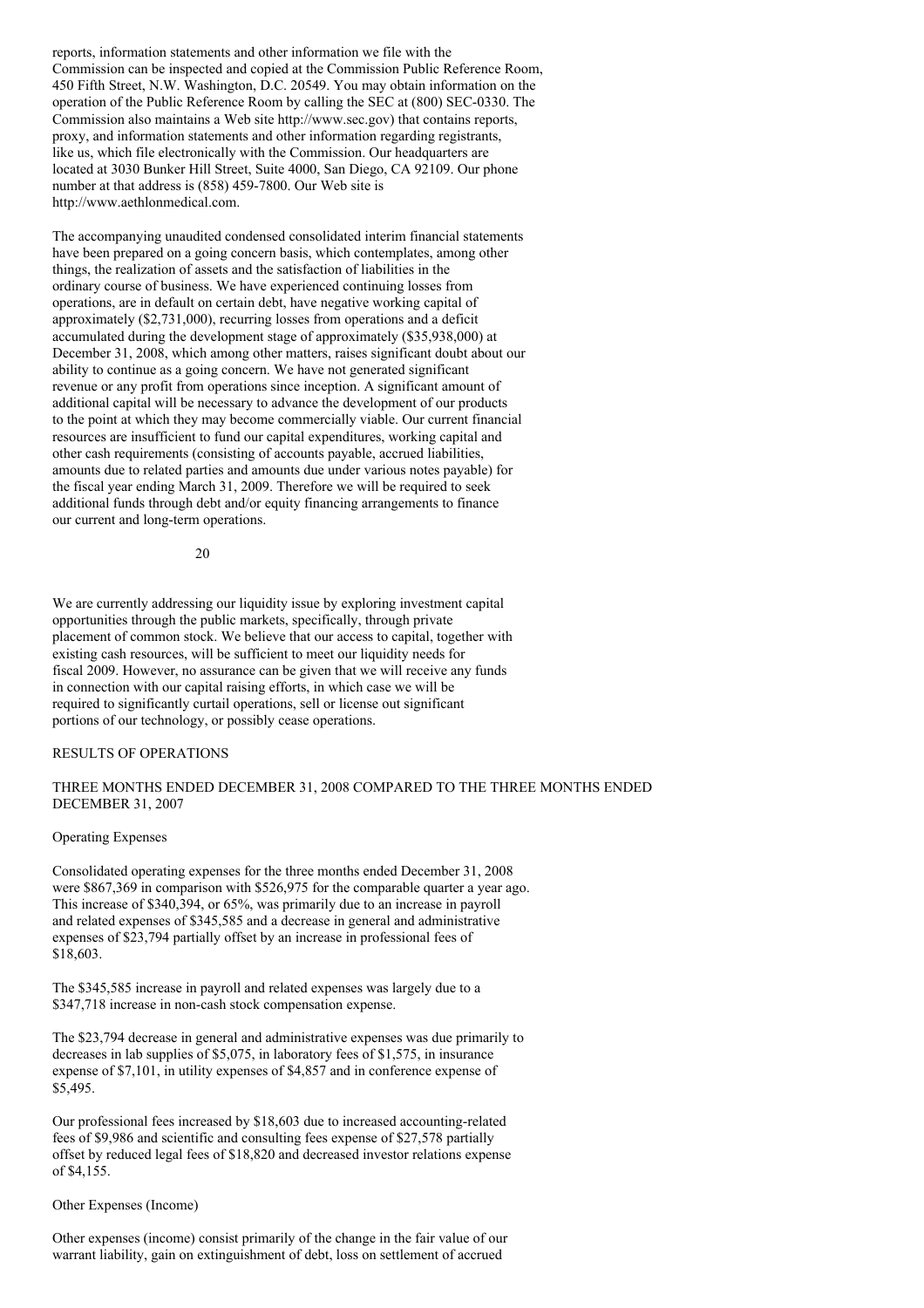reports, information statements and other information we file with the Commission can be inspected and copied at the Commission Public Reference Room, 450 Fifth Street, N.W. Washington, D.C. 20549. You may obtain information on the operation of the Public Reference Room by calling the SEC at (800) SEC-0330. The Commission also maintains a Web site http://www.sec.gov) that contains reports, proxy, and information statements and other information regarding registrants, like us, which file electronically with the Commission. Our headquarters are located at 3030 Bunker Hill Street, Suite 4000, San Diego, CA 92109. Our phone number at that address is (858) 459-7800. Our Web site is http://www.aethlonmedical.com.

The accompanying unaudited condensed consolidated interim financial statements have been prepared on a going concern basis, which contemplates, among other things, the realization of assets and the satisfaction of liabilities in the ordinary course of business. We have experienced continuing losses from operations, are in default on certain debt, have negative working capital of approximately ($2,731,000), recurring losses from operations and a deficit accumulated during the development stage of approximately ($35,938,000) at December 31, 2008, which among other matters, raises significant doubt about our ability to continue as a going concern. We have not generated significant revenue or any profit from operations since inception. A significant amount of additional capital will be necessary to advance the development of our products to the point at which they may become commercially viable. Our current financial resources are insufficient to fund our capital expenditures, working capital and other cash requirements (consisting of accounts payable, accrued liabilities, amounts due to related parties and amounts due under various notes payable) for the fiscal year ending March 31, 2009. Therefore we will be required to seek additional funds through debt and/or equity financing arrangements to finance our current and long-term operations.

We are currently addressing our liquidity issue by exploring investment capital opportunities through the public markets, specifically, through private placement of common stock. We believe that our access to capital, together with existing cash resources, will be sufficient to meet our liquidity needs for fiscal 2009. However, no assurance can be given that we will receive any funds in connection with our capital raising efforts, in which case we will be required to significantly curtail operations, sell or license out significant portions of our technology, or possibly cease operations.

## RESULTS OF OPERATIONS

### THREE MONTHS ENDED DECEMBER 31, 2008 COMPARED TO THE THREE MONTHS ENDED DECEMBER 31, 2007

Operating Expenses

Consolidated operating expenses for the three months ended December 31, 2008 were $867,369 in comparison with $526,975 for the comparable quarter a year ago. This increase of $340,394, or 65%, was primarily due to an increase in payroll and related expenses of $345,585 and a decrease in general and administrative expenses of $23,794 partially offset by an increase in professional fees of $18,603.

The $345,585 increase in payroll and related expenses was largely due to a $347,718 increase in non-cash stock compensation expense.

The $23,794 decrease in general and administrative expenses was due primarily to decreases in lab supplies of $5,075, in laboratory fees of $1,575, in insurance expense of $7,101, in utility expenses of $4,857 and in conference expense of $5,495.

Our professional fees increased by $18,603 due to increased accounting-related fees of $9,986 and scientific and consulting fees expense of $27,578 partially offset by reduced legal fees of $18,820 and decreased investor relations expense of $4,155.

Other Expenses (Income)

Other expenses (income) consist primarily of the change in the fair value of our warrant liability, gain on extinguishment of debt, loss on settlement of accrued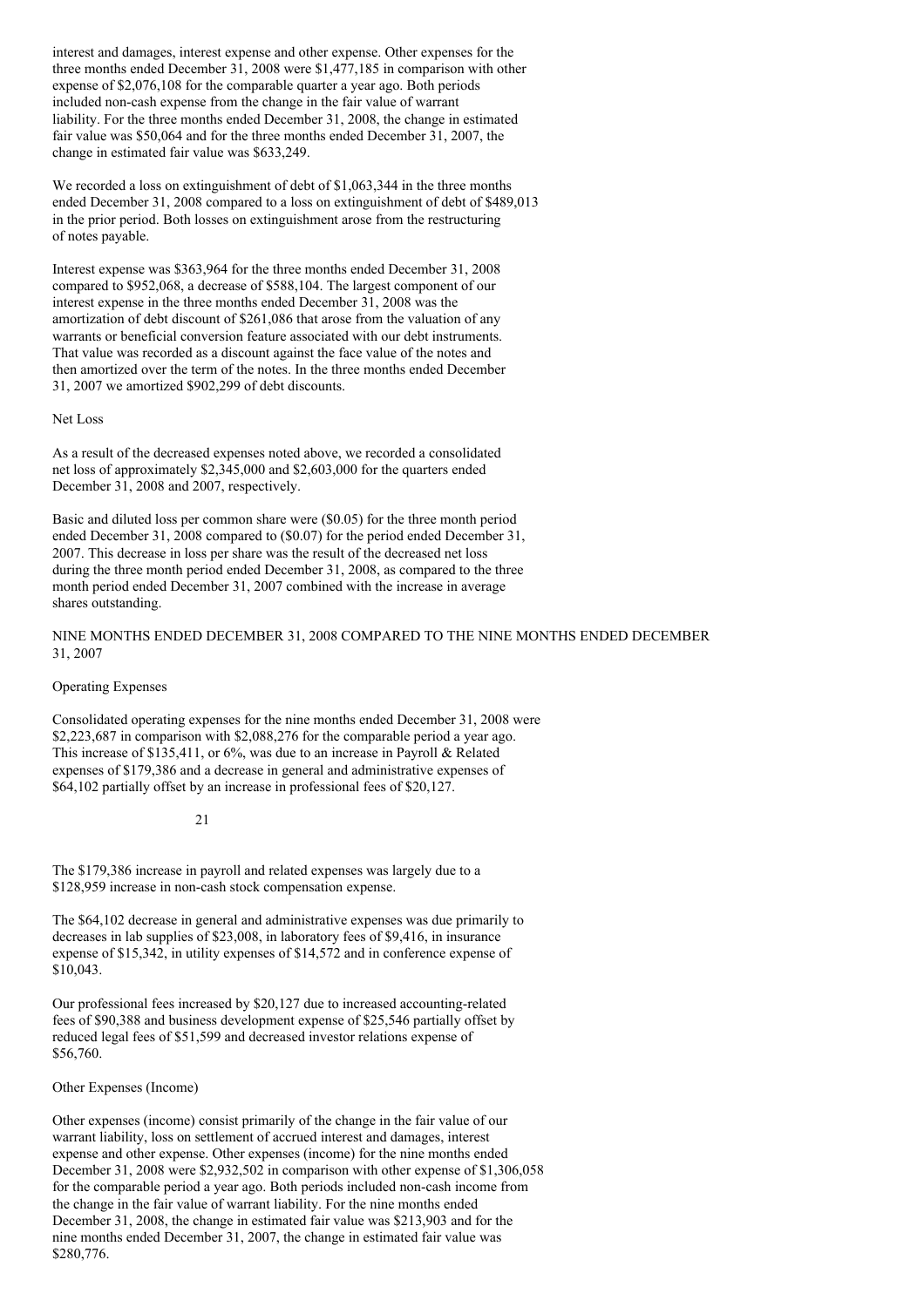interest and damages, interest expense and other expense. Other expenses for the three months ended December 31, 2008 were $1,477,185 in comparison with other expense of $2,076,108 for the comparable quarter a year ago. Both periods included non-cash expense from the change in the fair value of warrant liability. For the three months ended December 31, 2008, the change in estimated fair value was $50,064 and for the three months ended December 31, 2007, the change in estimated fair value was $633,249.

We recorded a loss on extinguishment of debt of $1,063,344 in the three months ended December 31, 2008 compared to a loss on extinguishment of debt of $489,013 in the prior period. Both losses on extinguishment arose from the restructuring of notes payable.

Interest expense was $363,964 for the three months ended December 31, 2008 compared to $952,068, a decrease of $588,104. The largest component of our interest expense in the three months ended December 31, 2008 was the amortization of debt discount of $261,086 that arose from the valuation of any warrants or beneficial conversion feature associated with our debt instruments. That value was recorded as a discount against the face value of the notes and then amortized over the term of the notes. In the three months ended December 31, 2007 we amortized $902,299 of debt discounts.

Net Loss

As a result of the decreased expenses noted above, we recorded a consolidated net loss of approximately $2,345,000 and $2,603,000 for the quarters ended December 31, 2008 and 2007, respectively.

Basic and diluted loss per common share were ($0.05) for the three month period ended December 31, 2008 compared to ($0.07) for the period ended December 31, 2007. This decrease in loss per share was the result of the decreased net loss during the three month period ended December 31, 2008, as compared to the three month period ended December 31, 2007 combined with the increase in average shares outstanding.

NINE MONTHS ENDED DECEMBER 31, 2008 COMPARED TO THE NINE MONTHS ENDED DECEMBER 31, 2007

Operating Expenses

Consolidated operating expenses for the nine months ended December 31, 2008 were $2,223,687 in comparison with $2,088,276 for the comparable period a year ago. This increase of $135,411, or 6%, was due to an increase in Payroll & Related expenses of $179,386 and a decrease in general and administrative expenses of $64,102 partially offset by an increase in professional fees of $20,127.

The $179,386 increase in payroll and related expenses was largely due to a $128,959 increase in non-cash stock compensation expense.

The $64,102 decrease in general and administrative expenses was due primarily to decreases in lab supplies of $23,008, in laboratory fees of $9,416, in insurance expense of $15,342, in utility expenses of $14,572 and in conference expense of $10,043.

Our professional fees increased by $20,127 due to increased accounting-related fees of $90,388 and business development expense of $25,546 partially offset by reduced legal fees of $51,599 and decreased investor relations expense of $56,760.

Other Expenses (Income)

Other expenses (income) consist primarily of the change in the fair value of our warrant liability, loss on settlement of accrued interest and damages, interest expense and other expense. Other expenses (income) for the nine months ended December 31, 2008 were $2,932,502 in comparison with other expense of $1,306,058 for the comparable period a year ago. Both periods included non-cash income from the change in the fair value of warrant liability. For the nine months ended December 31, 2008, the change in estimated fair value was $213,903 and for the nine months ended December 31, 2007, the change in estimated fair value was $280,776.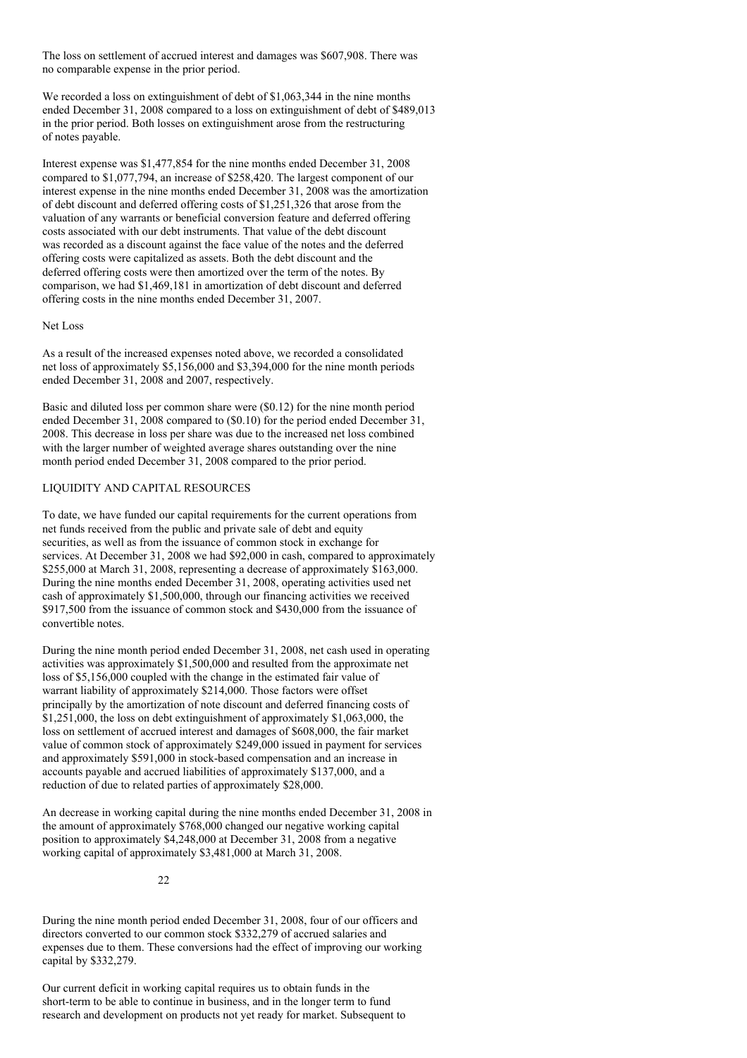The loss on settlement of accrued interest and damages was $607,908. There was no comparable expense in the prior period.

We recorded a loss on extinguishment of debt of $1,063,344 in the nine months ended December 31, 2008 compared to a loss on extinguishment of debt of $489,013 in the prior period. Both losses on extinguishment arose from the restructuring of notes payable.

Interest expense was $1,477,854 for the nine months ended December 31, 2008 compared to $1,077,794, an increase of $258,420. The largest component of our interest expense in the nine months ended December 31, 2008 was the amortization of debt discount and deferred offering costs of $1,251,326 that arose from the valuation of any warrants or beneficial conversion feature and deferred offering costs associated with our debt instruments. That value of the debt discount was recorded as a discount against the face value of the notes and the deferred offering costs were capitalized as assets. Both the debt discount and the deferred offering costs were then amortized over the term of the notes. By comparison, we had $1,469,181 in amortization of debt discount and deferred offering costs in the nine months ended December 31, 2007.

Net Loss

As a result of the increased expenses noted above, we recorded a consolidated net loss of approximately $5,156,000 and $3,394,000 for the nine month periods ended December 31, 2008 and 2007, respectively.

Basic and diluted loss per common share were ($0.12) for the nine month period ended December 31, 2008 compared to ($0.10) for the period ended December 31, 2008. This decrease in loss per share was due to the increased net loss combined with the larger number of weighted average shares outstanding over the nine month period ended December 31, 2008 compared to the prior period.

LIQUIDITY AND CAPITAL RESOURCES

To date, we have funded our capital requirements for the current operations from net funds received from the public and private sale of debt and equity securities, as well as from the issuance of common stock in exchange for services. At December 31, 2008 we had $92,000 in cash, compared to approximately $255,000 at March 31, 2008, representing a decrease of approximately $163,000. During the nine months ended December 31, 2008, operating activities used net cash of approximately $1,500,000, through our financing activities we received $917,500 from the issuance of common stock and $430,000 from the issuance of convertible notes.

During the nine month period ended December 31, 2008, net cash used in operating activities was approximately $1,500,000 and resulted from the approximate net loss of $5,156,000 coupled with the change in the estimated fair value of warrant liability of approximately $214,000. Those factors were offset principally by the amortization of note discount and deferred financing costs of $1,251,000, the loss on debt extinguishment of approximately $1,063,000, the loss on settlement of accrued interest and damages of $608,000, the fair market value of common stock of approximately $249,000 issued in payment for services and approximately $591,000 in stock-based compensation and an increase in accounts payable and accrued liabilities of approximately $137,000, and a reduction of due to related parties of approximately $28,000.

An decrease in working capital during the nine months ended December 31, 2008 in the amount of approximately $768,000 changed our negative working capital position to approximately $4,248,000 at December 31, 2008 from a negative working capital of approximately $3,481,000 at March 31, 2008.

During the nine month period ended December 31, 2008, four of our officers and directors converted to our common stock $332,279 of accrued salaries and expenses due to them. These conversions had the effect of improving our working capital by $332,279.

Our current deficit in working capital requires us to obtain funds in the short-term to be able to continue in business, and in the longer term to fund research and development on products not yet ready for market. Subsequent to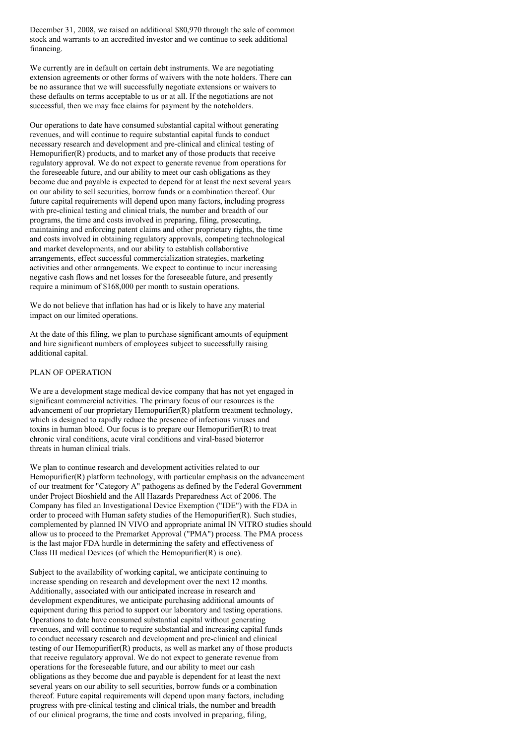December 31, 2008, we raised an additional $80,970 through the sale of common stock and warrants to an accredited investor and we continue to seek additional financing.

We currently are in default on certain debt instruments. We are negotiating extension agreements or other forms of waivers with the note holders. There can be no assurance that we will successfully negotiate extensions or waivers to these defaults on terms acceptable to us or at all. If the negotiations are not successful, then we may face claims for payment by the noteholders.

Our operations to date have consumed substantial capital without generating revenues, and will continue to require substantial capital funds to conduct necessary research and development and pre-clinical and clinical testing of Hemopurifier(R) products, and to market any of those products that receive regulatory approval. We do not expect to generate revenue from operations for the foreseeable future, and our ability to meet our cash obligations as they become due and payable is expected to depend for at least the next several years on our ability to sell securities, borrow funds or a combination thereof. Our future capital requirements will depend upon many factors, including progress with pre-clinical testing and clinical trials, the number and breadth of our programs, the time and costs involved in preparing, filing, prosecuting, maintaining and enforcing patent claims and other proprietary rights, the time and costs involved in obtaining regulatory approvals, competing technological and market developments, and our ability to establish collaborative arrangements, effect successful commercialization strategies, marketing activities and other arrangements. We expect to continue to incur increasing negative cash flows and net losses for the foreseeable future, and presently require a minimum of $168,000 per month to sustain operations.

We do not believe that inflation has had or is likely to have any material impact on our limited operations.

At the date of this filing, we plan to purchase significant amounts of equipment and hire significant numbers of employees subject to successfully raising additional capital.

## PLAN OF OPERATION

We are a development stage medical device company that has not yet engaged in significant commercial activities. The primary focus of our resources is the advancement of our proprietary Hemopurifier(R) platform treatment technology, which is designed to rapidly reduce the presence of infectious viruses and toxins in human blood. Our focus is to prepare our Hemopurifier(R) to treat chronic viral conditions, acute viral conditions and viral-based bioterror threats in human clinical trials.

We plan to continue research and development activities related to our Hemopurifier(R) platform technology, with particular emphasis on the advancement of our treatment for "Category A" pathogens as defined by the Federal Government under Project Bioshield and the All Hazards Preparedness Act of 2006. The Company has filed an Investigational Device Exemption ("IDE") with the FDA in order to proceed with Human safety studies of the Hemopurifier(R). Such studies, complemented by planned IN VIVO and appropriate animal IN VITRO studies should allow us to proceed to the Premarket Approval ("PMA") process. The PMA process is the last major FDA hurdle in determining the safety and effectiveness of Class III medical Devices (of which the Hemopurifier(R) is one).

Subject to the availability of working capital, we anticipate continuing to increase spending on research and development over the next 12 months. Additionally, associated with our anticipated increase in research and development expenditures, we anticipate purchasing additional amounts of equipment during this period to support our laboratory and testing operations. Operations to date have consumed substantial capital without generating revenues, and will continue to require substantial and increasing capital funds to conduct necessary research and development and pre-clinical and clinical testing of our Hemopurifier(R) products, as well as market any of those products that receive regulatory approval. We do not expect to generate revenue from operations for the foreseeable future, and our ability to meet our cash obligations as they become due and payable is dependent for at least the next several years on our ability to sell securities, borrow funds or a combination thereof. Future capital requirements will depend upon many factors, including progress with pre-clinical testing and clinical trials, the number and breadth of our clinical programs, the time and costs involved in preparing, filing,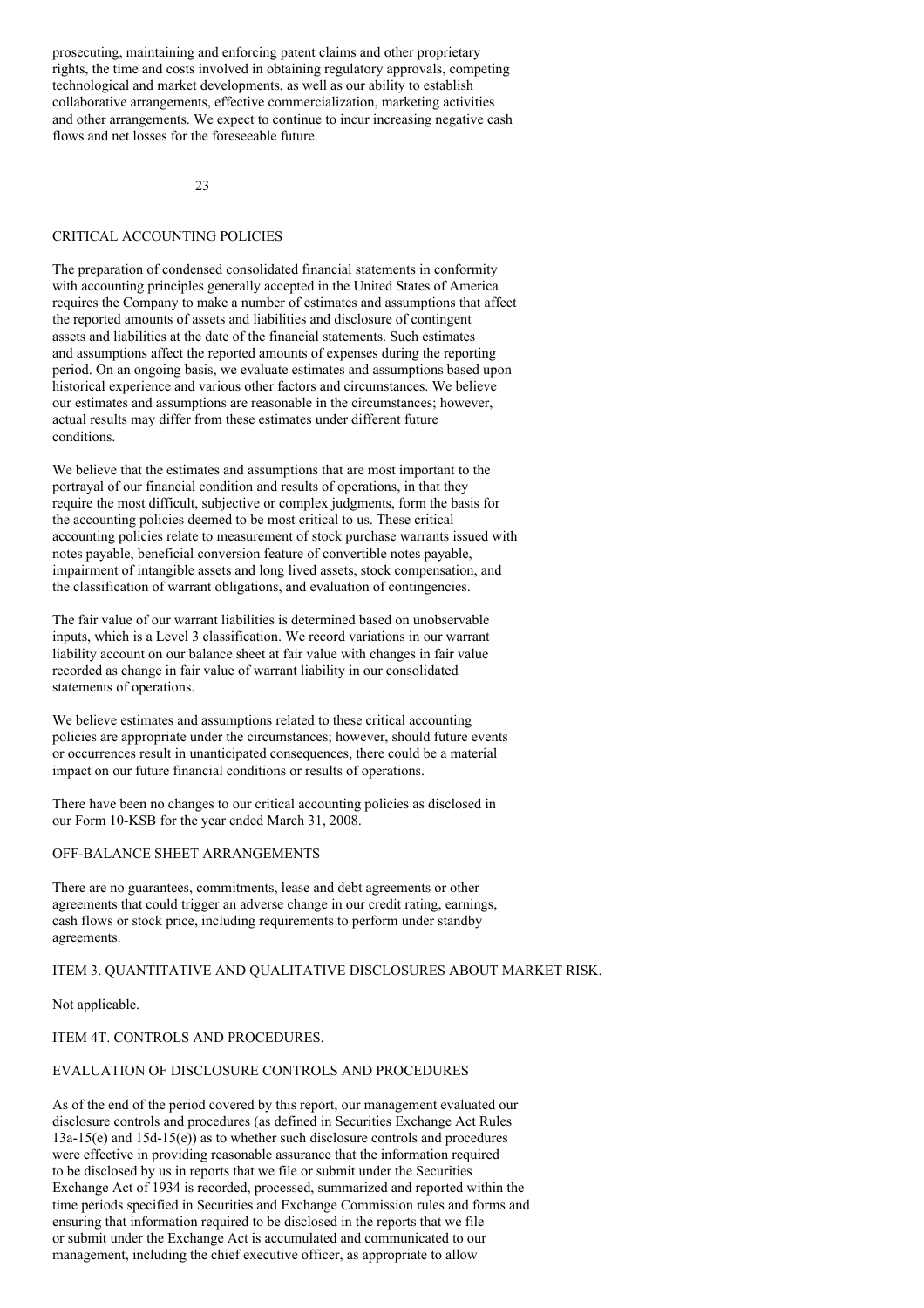prosecuting, maintaining and enforcing patent claims and other proprietary rights, the time and costs involved in obtaining regulatory approvals, competing technological and market developments, as well as our ability to establish collaborative arrangements, effective commercialization, marketing activities and other arrangements. We expect to continue to incur increasing negative cash flows and net losses for the foreseeable future.

## CRITICAL ACCOUNTING POLICIES

The preparation of condensed consolidated financial statements in conformity with accounting principles generally accepted in the United States of America requires the Company to make a number of estimates and assumptions that affect the reported amounts of assets and liabilities and disclosure of contingent assets and liabilities at the date of the financial statements. Such estimates and assumptions affect the reported amounts of expenses during the reporting period. On an ongoing basis, we evaluate estimates and assumptions based upon historical experience and various other factors and circumstances. We believe our estimates and assumptions are reasonable in the circumstances; however, actual results may differ from these estimates under different future conditions.

We believe that the estimates and assumptions that are most important to the portrayal of our financial condition and results of operations, in that they require the most difficult, subjective or complex judgments, form the basis for the accounting policies deemed to be most critical to us. These critical accounting policies relate to measurement of stock purchase warrants issued with notes payable, beneficial conversion feature of convertible notes payable, impairment of intangible assets and long lived assets, stock compensation, and the classification of warrant obligations, and evaluation of contingencies.

The fair value of our warrant liabilities is determined based on unobservable inputs, which is a Level 3 classification. We record variations in our warrant liability account on our balance sheet at fair value with changes in fair value recorded as change in fair value of warrant liability in our consolidated statements of operations.

We believe estimates and assumptions related to these critical accounting policies are appropriate under the circumstances; however, should future events or occurrences result in unanticipated consequences, there could be a material impact on our future financial conditions or results of operations.

There have been no changes to our critical accounting policies as disclosed in our Form 10-KSB for the year ended March 31, 2008.

## OFF-BALANCE SHEET ARRANGEMENTS

There are no guarantees, commitments, lease and debt agreements or other agreements that could trigger an adverse change in our credit rating, earnings, cash flows or stock price, including requirements to perform under standby agreements.

## ITEM 3. QUANTITATIVE AND QUALITATIVE DISCLOSURES ABOUT MARKET RISK.

Not applicable.

## ITEM 4T. CONTROLS AND PROCEDURES.

### EVALUATION OF DISCLOSURE CONTROLS AND PROCEDURES

As of the end of the period covered by this report, our management evaluated our disclosure controls and procedures (as defined in Securities Exchange Act Rules 13a-15(e) and 15d-15(e)) as to whether such disclosure controls and procedures were effective in providing reasonable assurance that the information required to be disclosed by us in reports that we file or submit under the Securities Exchange Act of 1934 is recorded, processed, summarized and reported within the time periods specified in Securities and Exchange Commission rules and forms and ensuring that information required to be disclosed in the reports that we file or submit under the Exchange Act is accumulated and communicated to our management, including the chief executive officer, as appropriate to allow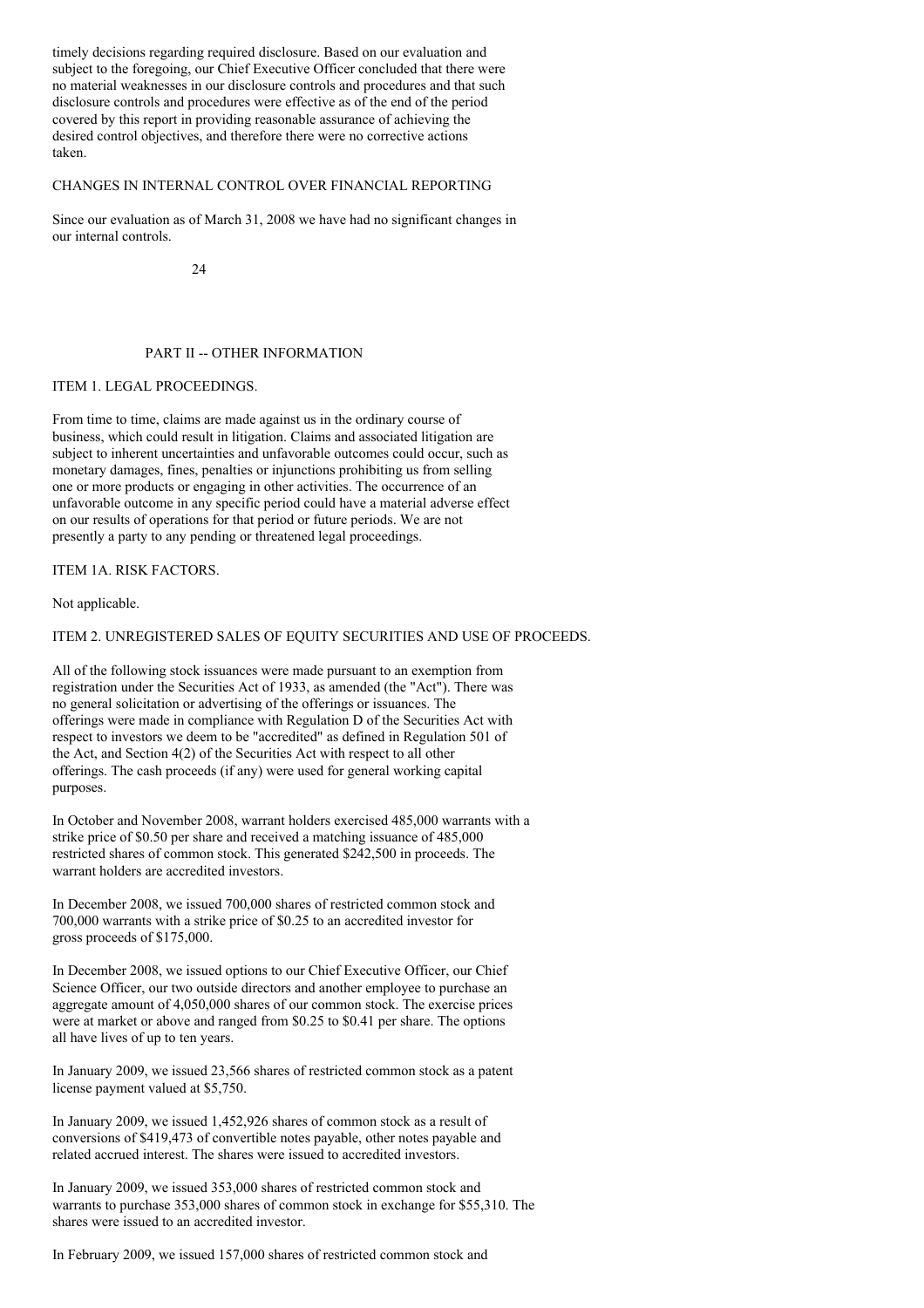timely decisions regarding required disclosure. Based on our evaluation and subject to the foregoing, our Chief Executive Officer concluded that there were no material weaknesses in our disclosure controls and procedures and that such disclosure controls and procedures were effective as of the end of the period covered by this report in providing reasonable assurance of achieving the desired control objectives, and therefore there were no corrective actions taken.

CHANGES IN INTERNAL CONTROL OVER FINANCIAL REPORTING

Since our evaluation as of March 31, 2008 we have had no significant changes in our internal controls.

## PART II -- OTHER INFORMATION

### ITEM 1. LEGAL PROCEEDINGS.

From time to time, claims are made against us in the ordinary course of business, which could result in litigation. Claims and associated litigation are subject to inherent uncertainties and unfavorable outcomes could occur, such as monetary damages, fines, penalties or injunctions prohibiting us from selling one or more products or engaging in other activities. The occurrence of an unfavorable outcome in any specific period could have a material adverse effect on our results of operations for that period or future periods. We are not presently a party to any pending or threatened legal proceedings.

### ITEM 1A. RISK FACTORS.

Not applicable.

### ITEM 2. UNREGISTERED SALES OF EQUITY SECURITIES AND USE OF PROCEEDS.

All of the following stock issuances were made pursuant to an exemption from registration under the Securities Act of 1933, as amended (the "Act"). There was no general solicitation or advertising of the offerings or issuances. The offerings were made in compliance with Regulation D of the Securities Act with respect to investors we deem to be "accredited" as defined in Regulation 501 of the Act, and Section 4(2) of the Securities Act with respect to all other offerings. The cash proceeds (if any) were used for general working capital purposes.

In October and November 2008, warrant holders exercised 485,000 warrants with a strike price of $0.50 per share and received a matching issuance of 485,000 restricted shares of common stock. This generated $242,500 in proceeds. The warrant holders are accredited investors.

In December 2008, we issued 700,000 shares of restricted common stock and 700,000 warrants with a strike price of $0.25 to an accredited investor for gross proceeds of $175,000.

In December 2008, we issued options to our Chief Executive Officer, our Chief Science Officer, our two outside directors and another employee to purchase an aggregate amount of 4,050,000 shares of our common stock. The exercise prices were at market or above and ranged from $0.25 to $0.41 per share. The options all have lives of up to ten years.

In January 2009, we issued 23,566 shares of restricted common stock as a patent license payment valued at $5,750.

In January 2009, we issued 1,452,926 shares of common stock as a result of conversions of $419,473 of convertible notes payable, other notes payable and related accrued interest. The shares were issued to accredited investors.

In January 2009, we issued 353,000 shares of restricted common stock and warrants to purchase 353,000 shares of common stock in exchange for $55,310. The shares were issued to an accredited investor.

In February 2009, we issued 157,000 shares of restricted common stock and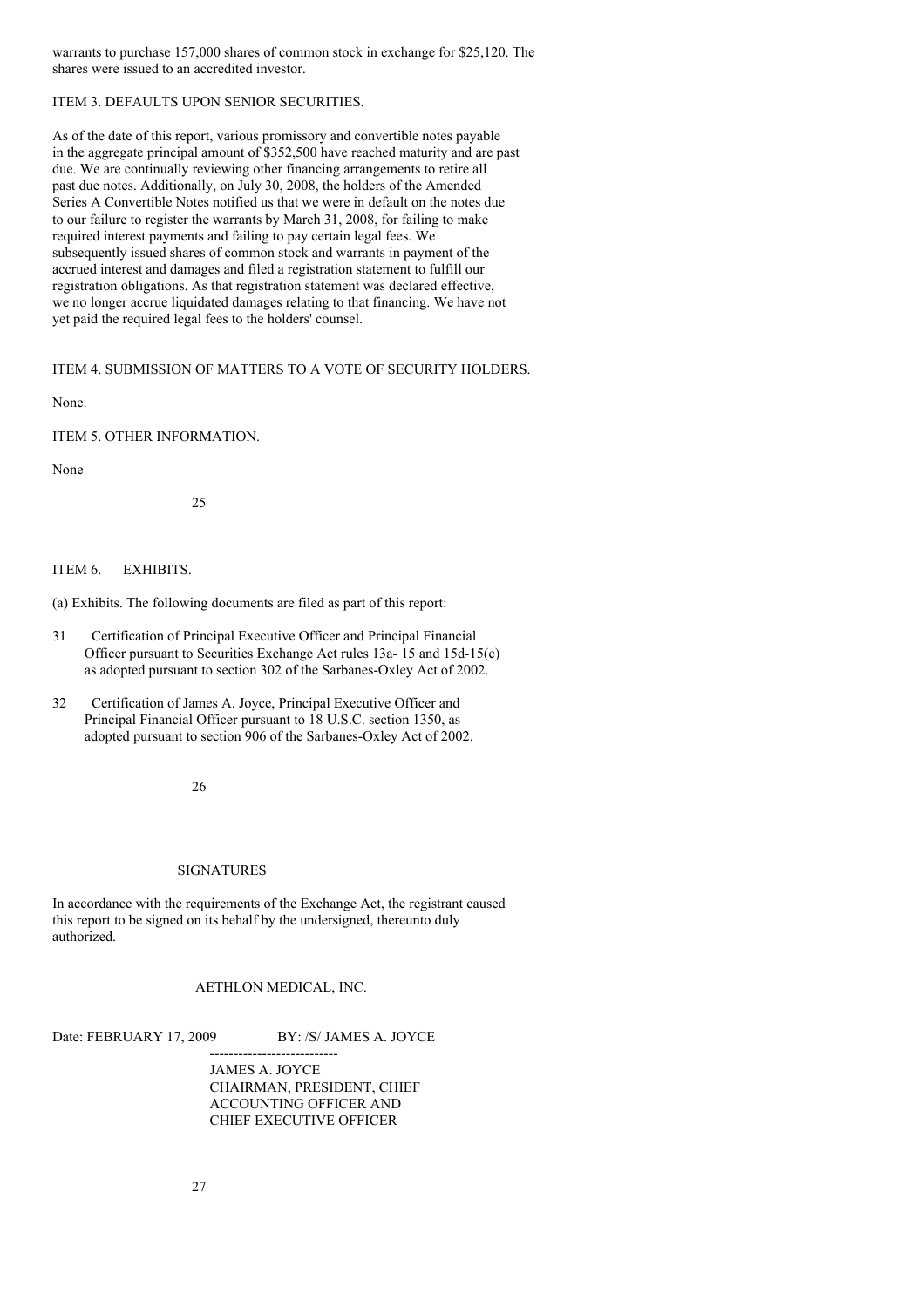warrants to purchase 157,000 shares of common stock in exchange for $25,120. The shares were issued to an accredited investor.

ITEM 3. DEFAULTS UPON SENIOR SECURITIES.

As of the date of this report, various promissory and convertible notes payable in the aggregate principal amount of $352,500 have reached maturity and are past due. We are continually reviewing other financing arrangements to retire all past due notes. Additionally, on July 30, 2008, the holders of the Amended Series A Convertible Notes notified us that we were in default on the notes due to our failure to register the warrants by March 31, 2008, for failing to make required interest payments and failing to pay certain legal fees. We subsequently issued shares of common stock and warrants in payment of the accrued interest and damages and filed a registration statement to fulfill our registration obligations. As that registration statement was declared effective, we no longer accrue liquidated damages relating to that financing. We have not yet paid the required legal fees to the holders' counsel.

ITEM 4. SUBMISSION OF MATTERS TO A VOTE OF SECURITY HOLDERS.

None.

ITEM 5. OTHER INFORMATION.

None

ITEM 6. EXHIBITS.

(a) Exhibits. The following documents are filed as part of this report:

31 Certification of Principal Executive Officer and Principal Financial Officer pursuant to Securities Exchange Act rules 13a- 15 and 15d-15(c) as adopted pursuant to section 302 of the Sarbanes-Oxley Act of 2002.

32 Certification of James A. Joyce, Principal Executive Officer and Principal Financial Officer pursuant to 18 U.S.C. section 1350, as adopted pursuant to section 906 of the Sarbanes-Oxley Act of 2002.

SIGNATURES

In accordance with the requirements of the Exchange Act, the registrant caused this report to be signed on its behalf by the undersigned, thereunto duly authorized.

AETHLON MEDICAL, INC.

Date: FEBRUARY 17, 2009 BY: /S/ JAMES A. JOYCE

---------------------------

JAMES A. JOYCE
CHAIRMAN, PRESIDENT, CHIEF
ACCOUNTING OFFICER AND
CHIEF EXECUTIVE OFFICER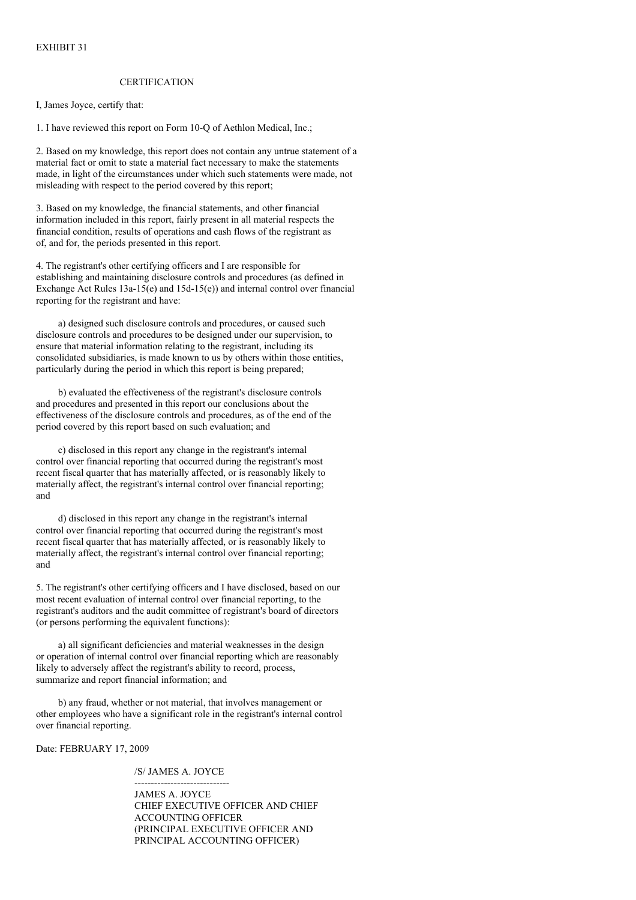EXHIBIT 31

CERTIFICATION

I, James Joyce, certify that:

1. I have reviewed this report on Form 10-Q of Aethlon Medical, Inc.;

2. Based on my knowledge, this report does not contain any untrue statement of a material fact or omit to state a material fact necessary to make the statements made, in light of the circumstances under which such statements were made, not misleading with respect to the period covered by this report;

3. Based on my knowledge, the financial statements, and other financial information included in this report, fairly present in all material respects the financial condition, results of operations and cash flows of the registrant as of, and for, the periods presented in this report.

4. The registrant's other certifying officers and I are responsible for establishing and maintaining disclosure controls and procedures (as defined in Exchange Act Rules 13a-15(e) and 15d-15(e)) and internal control over financial reporting for the registrant and have:

a) designed such disclosure controls and procedures, or caused such disclosure controls and procedures to be designed under our supervision, to ensure that material information relating to the registrant, including its consolidated subsidiaries, is made known to us by others within those entities, particularly during the period in which this report is being prepared;

b) evaluated the effectiveness of the registrant's disclosure controls and procedures and presented in this report our conclusions about the effectiveness of the disclosure controls and procedures, as of the end of the period covered by this report based on such evaluation; and

c) disclosed in this report any change in the registrant's internal control over financial reporting that occurred during the registrant's most recent fiscal quarter that has materially affected, or is reasonably likely to materially affect, the registrant's internal control over financial reporting; and

d) disclosed in this report any change in the registrant's internal control over financial reporting that occurred during the registrant's most recent fiscal quarter that has materially affected, or is reasonably likely to materially affect, the registrant's internal control over financial reporting; and

5. The registrant's other certifying officers and I have disclosed, based on our most recent evaluation of internal control over financial reporting, to the registrant's auditors and the audit committee of registrant's board of directors (or persons performing the equivalent functions):

a) all significant deficiencies and material weaknesses in the design or operation of internal control over financial reporting which are reasonably likely to adversely affect the registrant's ability to record, process, summarize and report financial information; and

b) any fraud, whether or not material, that involves management or other employees who have a significant role in the registrant's internal control over financial reporting.

Date: FEBRUARY 17, 2009

/S/ JAMES A. JOYCE

-----------------------------

JAMES A. JOYCE
CHIEF EXECUTIVE OFFICER AND CHIEF ACCOUNTING OFFICER
(PRINCIPAL EXECUTIVE OFFICER AND PRINCIPAL ACCOUNTING OFFICER)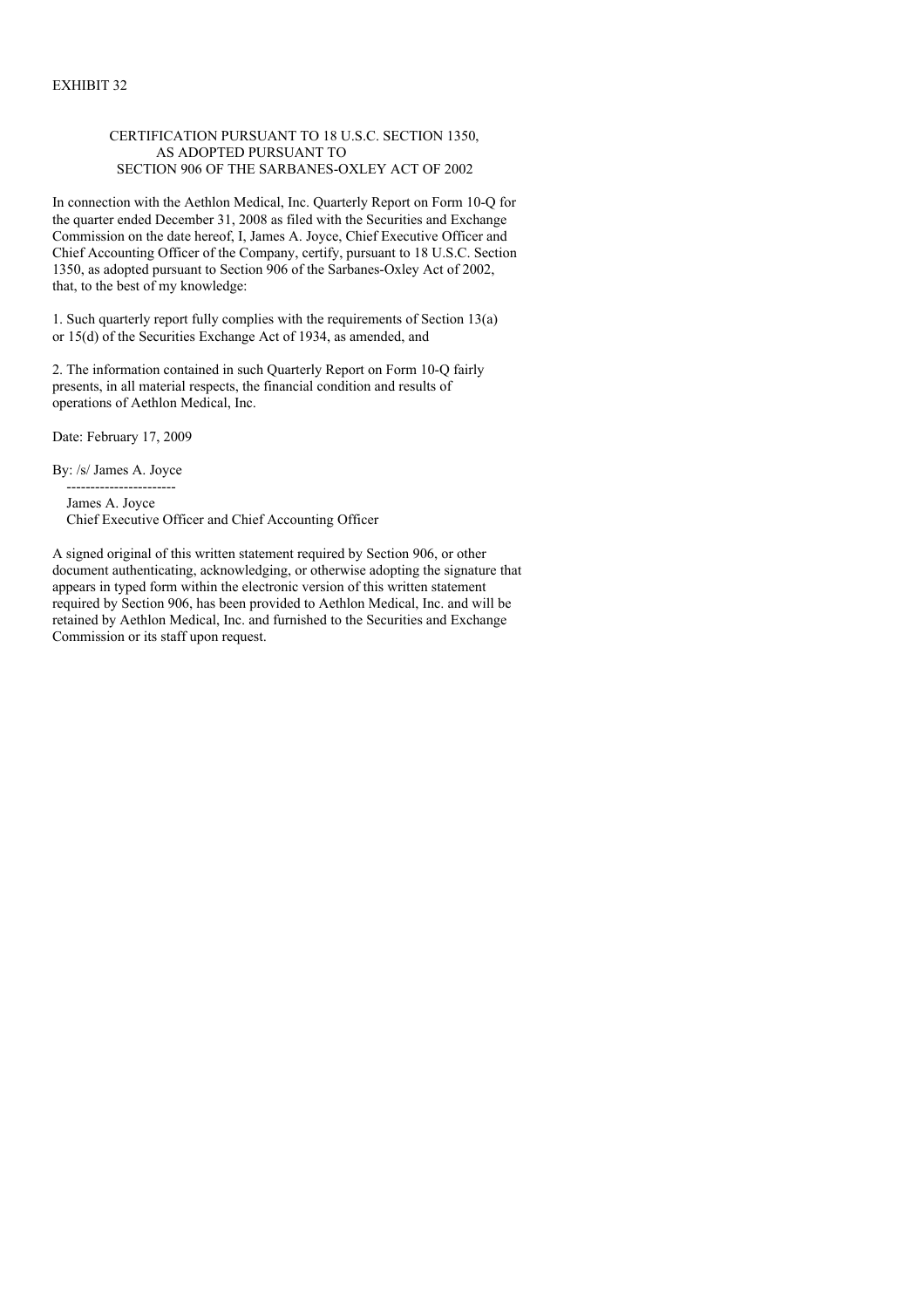EXHIBIT 32

CERTIFICATION PURSUANT TO 18 U.S.C. SECTION 1350,
AS ADOPTED PURSUANT TO
SECTION 906 OF THE SARBANES-OXLEY ACT OF 2002

In connection with the Aethlon Medical, Inc. Quarterly Report on Form 10-Q for the quarter ended December 31, 2008 as filed with the Securities and Exchange Commission on the date hereof, I, James A. Joyce, Chief Executive Officer and Chief Accounting Officer of the Company, certify, pursuant to 18 U.S.C. Section 1350, as adopted pursuant to Section 906 of the Sarbanes-Oxley Act of 2002, that, to the best of my knowledge:

1. Such quarterly report fully complies with the requirements of Section 13(a) or 15(d) of the Securities Exchange Act of 1934, as amended, and

2. The information contained in such Quarterly Report on Form 10-Q fairly presents, in all material respects, the financial condition and results of operations of Aethlon Medical, Inc.

Date: February 17, 2009

By: /s/ James A. Joyce
-----------------------
James A. Joyce
Chief Executive Officer and Chief Accounting Officer

A signed original of this written statement required by Section 906, or other document authenticating, acknowledging, or otherwise adopting the signature that appears in typed form within the electronic version of this written statement required by Section 906, has been provided to Aethlon Medical, Inc. and will be retained by Aethlon Medical, Inc. and furnished to the Securities and Exchange Commission or its staff upon request.